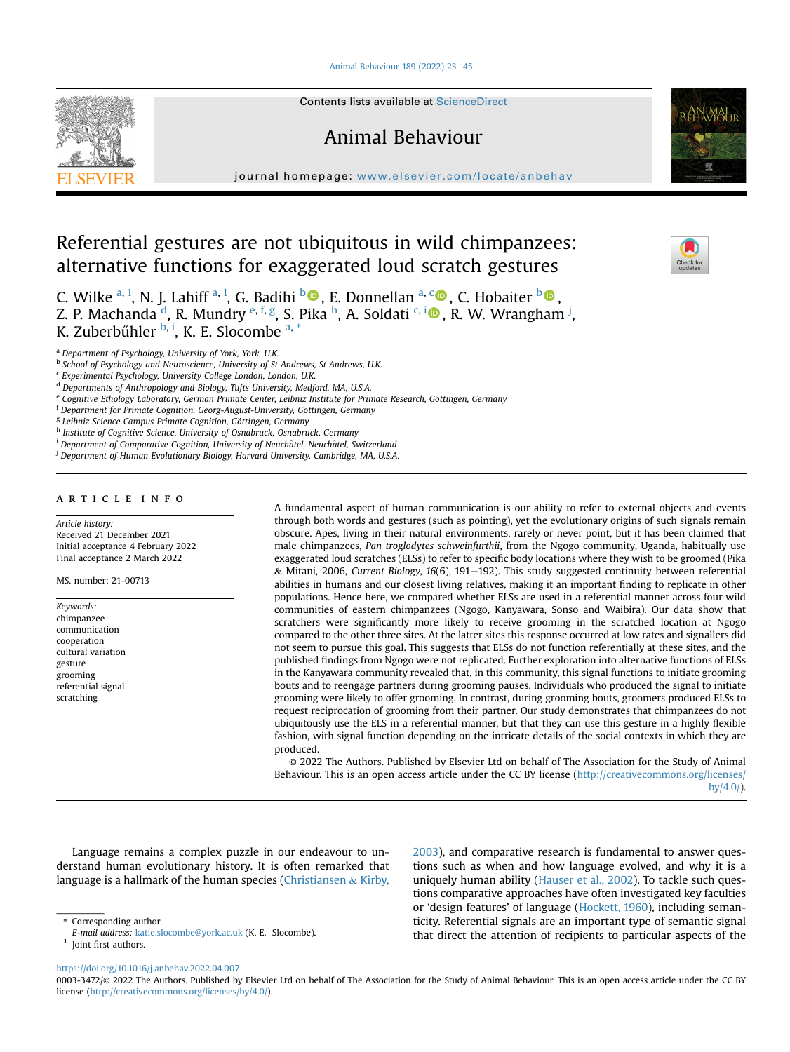# Referential gestures are not ubiquitous in wild chimpanzees: alternative functions for exaggerated loud scratch gestures

C. Wilke [a, 1], N. J. Lahiff [a, 1], G. Badihi [b], E. Donnellan [a, c], C. Hobaiter [b], Z. P. Machanda [d], R. Mundry [e, f, g], S. Pika [h], A. Soldati [c, i], R. W. Wrangham [j], K. Zuberbűhler [b, i], K. E. Slocombe [a, *]

[a] Department of Psychology, University of York, York, U.K.
[b] School of Psychology and Neuroscience, University of St Andrews, St Andrews, U.K.
[c] Experimental Psychology, University College London, London, U.K.
[d] Departments of Anthropology and Biology, Tufts University, Medford, MA, U.S.A.
[e] Cognitive Ethology Laboratory, German Primate Center, Leibniz Institute for Primate Research, Göttingen, Germany
[f] Department for Primate Cognition, Georg-August-University, Göttingen, Germany
[g] Leibniz Science Campus Primate Cognition, Göttingen, Germany
[h] Institute of Cognitive Science, University of Osnabruck, Osnabruck, Germany
[i] Department of Comparative Cognition, University of Neuchâtel, Neuchâtel, Switzerland
[j] Department of Human Evolutionary Biology, Harvard University, Cambridge, MA, U.S.A.

## ARTICLE INFO

*Article history:*
Received 21 December 2021
Initial acceptance 4 February 2022
Final acceptance 2 March 2022

MS. number: 21-00713

*Keywords:*
chimpanzee
communication
cooperation
cultural variation
gesture
grooming
referential signal
scratching

A fundamental aspect of human communication is our ability to refer to external objects and events through both words and gestures (such as pointing), yet the evolutionary origins of such signals remain obscure. Apes, living in their natural environments, rarely or never point, but it has been claimed that male chimpanzees, *Pan troglodytes schweinfurthii*, from the Ngogo community, Uganda, habitually use exaggerated loud scratches (ELSs) to refer to specific body locations where they wish to be groomed (Pika & Mitani, 2006, *Current Biology*, *16*(6), 191–192). This study suggested continuity between referential abilities in humans and our closest living relatives, making it an important finding to replicate in other populations. Hence here, we compared whether ELSs are used in a referential manner across four wild communities of eastern chimpanzees (Ngogo, Kanyawara, Sonso and Waibira). Our data show that scratchers were significantly more likely to receive grooming in the scratched location at Ngogo compared to the other three sites. At the latter sites this response occurred at low rates and signallers did not seem to pursue this goal. This suggests that ELSs do not function referentially at these sites, and the published findings from Ngogo were not replicated. Further exploration into alternative functions of ELSs in the Kanyawara community revealed that, in this community, this signal functions to initiate grooming bouts and to reengage partners during grooming pauses. Individuals who produced the signal to initiate grooming were likely to offer grooming. In contrast, during grooming bouts, groomers produced ELSs to request reciprocation of grooming from their partner. Our study demonstrates that chimpanzees do not ubiquitously use the ELS in a referential manner, but that they can use this gesture in a highly flexible fashion, with signal function depending on the intricate details of the social contexts in which they are produced.

© 2022 The Authors. Published by Elsevier Ltd on behalf of The Association for the Study of Animal Behaviour. This is an open access article under the CC BY license (http://creativecommons.org/licenses/by/4.0/).

Language remains a complex puzzle in our endeavour to understand human evolutionary history. It is often remarked that language is a hallmark of the human species (Christiansen & Kirby, 2003), and comparative research is fundamental to answer questions such as when and how language evolved, and why it is a uniquely human ability (Hauser et al., 2002). To tackle such questions comparative approaches have often investigated key faculties or 'design features' of language (Hockett, 1960), including semanticity. Referential signals are an important type of semantic signal that direct the attention of recipients to particular aspects of the

* Corresponding author.
*E-mail address:* katie.slocombe@york.ac.uk (K. E. Slocombe).
[1] Joint first authors.

https://doi.org/10.1016/j.anbehav.2022.04.007
0003-3472/© 2022 The Authors. Published by Elsevier Ltd on behalf of The Association for the Study of Animal Behaviour. This is an open access article under the CC BY license (http://creativecommons.org/licenses/by/4.0/).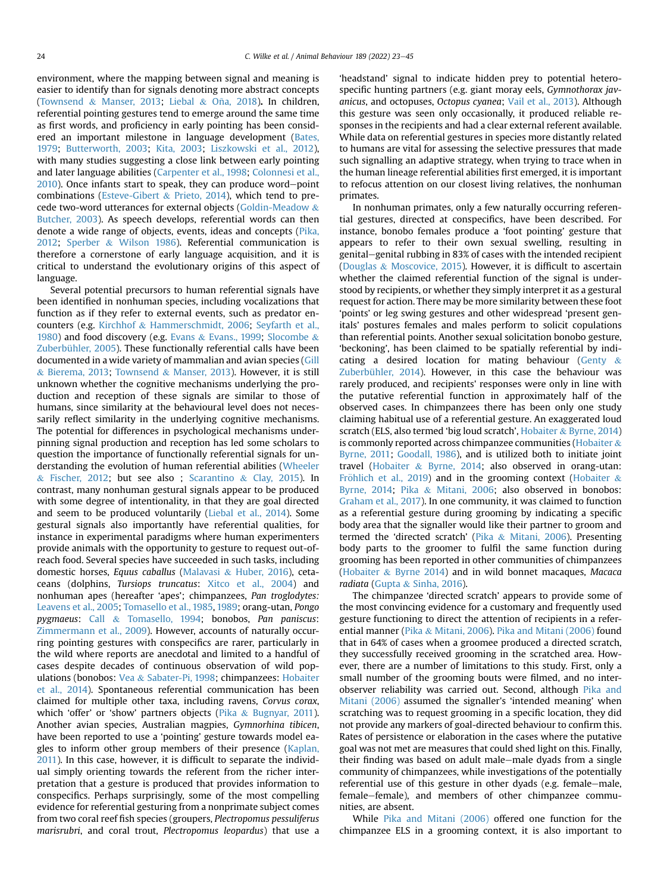environment, where the mapping between signal and meaning is easier to identify than for signals denoting more abstract concepts (Townsend & Manser, 2013; Liebal & Oña, 2018). In children, referential pointing gestures tend to emerge around the same time as first words, and proficiency in early pointing has been considered an important milestone in language development (Bates, 1979; Butterworth, 2003; Kita, 2003; Liszkowski et al., 2012), with many studies suggesting a close link between early pointing and later language abilities (Carpenter et al., 1998; Colonnesi et al., 2010). Once infants start to speak, they can produce word–point combinations (Esteve-Gibert & Prieto, 2014), which tend to precede two-word utterances for external objects (Goldin-Meadow & Butcher, 2003). As speech develops, referential words can then denote a wide range of objects, events, ideas and concepts (Pika, 2012; Sperber & Wilson 1986). Referential communication is therefore a cornerstone of early language acquisition, and it is critical to understand the evolutionary origins of this aspect of language.

Several potential precursors to human referential signals have been identified in nonhuman species, including vocalizations that function as if they refer to external events, such as predator encounters (e.g. Kirchhof & Hammerschmidt, 2006; Seyfarth et al., 1980) and food discovery (e.g. Evans & Evans., 1999; Slocombe & Zuberbühler, 2005). These functionally referential calls have been documented in a wide variety of mammalian and avian species (Gill & Bierema, 2013; Townsend & Manser, 2013). However, it is still unknown whether the cognitive mechanisms underlying the production and reception of these signals are similar to those of humans, since similarity at the behavioural level does not necessarily reflect similarity in the underlying cognitive mechanisms. The potential for differences in psychological mechanisms underpinning signal production and reception has led some scholars to question the importance of functionally referential signals for understanding the evolution of human referential abilities (Wheeler & Fischer, 2012; but see also ; Scarantino & Clay, 2015). In contrast, many nonhuman gestural signals appear to be produced with some degree of intentionality, in that they are goal directed and seem to be produced voluntarily (Liebal et al., 2014). Some gestural signals also importantly have referential qualities, for instance in experimental paradigms where human experimenters provide animals with the opportunity to gesture to request out-of-reach food. Several species have succeeded in such tasks, including domestic horses, *Equus caballus* (Malavasi & Huber, 2016), cetaceans (dolphins, *Tursiops truncatus*: Xitco et al., 2004) and nonhuman apes (hereafter 'apes'; chimpanzees, *Pan troglodytes*: Leavens et al., 2005; Tomasello et al., 1985, 1989; orang-utan, *Pongo pygmaeus*: Call & Tomasello, 1994; bonobos, *Pan paniscus*: Zimmermann et al., 2009). However, accounts of naturally occurring pointing gestures with conspecifics are rarer, particularly in the wild where reports are anecdotal and limited to a handful of cases despite decades of continuous observation of wild populations (bonobos: Vea & Sabater-Pi, 1998; chimpanzees: Hobaiter et al., 2014). Spontaneous referential communication has been claimed for multiple other taxa, including ravens, *Corvus corax*, which 'offer' or 'show' partners objects (Pika & Bugnyar, 2011). Another avian species, Australian magpies, *Gymnorhina tibicen*, have been reported to use a 'pointing' gesture towards model eagles to inform other group members of their presence (Kaplan, 2011). In this case, however, it is difficult to separate the individual simply orienting towards the referent from the richer interpretation that a gesture is produced that provides information to conspecifics. Perhaps surprisingly, some of the most compelling evidence for referential gesturing from a nonprimate subject comes from two coral reef fish species (groupers, *Plectropomus pessuliferus marisrubri*, and coral trout, *Plectropomus leopardus*) that use a 'headstand' signal to indicate hidden prey to potential heterospecific hunting partners (e.g. giant moray eels, *Gymnothorax javanicus*, and octopuses, *Octopus cyanea*; Vail et al., 2013). Although this gesture was seen only occasionally, it produced reliable responses in the recipients and had a clear external referent available. While data on referential gestures in species more distantly related to humans are vital for assessing the selective pressures that made such signalling an adaptive strategy, when trying to trace when in the human lineage referential abilities first emerged, it is important to refocus attention on our closest living relatives, the nonhuman primates.

In nonhuman primates, only a few naturally occurring referential gestures, directed at conspecifics, have been described. For instance, bonobo females produce a 'foot pointing' gesture that appears to refer to their own sexual swelling, resulting in genital–genital rubbing in 83% of cases with the intended recipient (Douglas & Moscovice, 2015). However, it is difficult to ascertain whether the claimed referential function of the signal is understood by recipients, or whether they simply interpret it as a gestural request for action. There may be more similarity between these foot 'points' or leg swing gestures and other widespread 'present genitals' postures females and males perform to solicit copulations than referential points. Another sexual solicitation bonobo gesture, 'beckoning', has been claimed to be spatially referential by indicating a desired location for mating behaviour (Genty & Zuberbühler, 2014). However, in this case the behaviour was rarely produced, and recipients' responses were only in line with the putative referential function in approximately half of the observed cases. In chimpanzees there has been only one study claiming habitual use of a referential gesture. An exaggerated loud scratch (ELS, also termed 'big loud scratch', Hobaiter & Byrne, 2014) is commonly reported across chimpanzee communities (Hobaiter & Byrne, 2011; Goodall, 1986), and is utilized both to initiate joint travel (Hobaiter & Byrne, 2014; also observed in orang-utan: Fröhlich et al., 2019) and in the grooming context (Hobaiter & Byrne, 2014; Pika & Mitani, 2006; also observed in bonobos: Graham et al., 2017). In one community, it was claimed to function as a referential gesture during grooming by indicating a specific body area that the signaller would like their partner to groom and termed the 'directed scratch' (Pika & Mitani, 2006). Presenting body parts to the groomer to fulfil the same function during grooming has been reported in other communities of chimpanzees (Hobaiter & Byrne 2014) and in wild bonnet macaques, *Macaca radiata* (Gupta & Sinha, 2016).

The chimpanzee 'directed scratch' appears to provide some of the most convincing evidence for a customary and frequently used gesture functioning to direct the attention of recipients in a referential manner (Pika & Mitani, 2006). Pika and Mitani (2006) found that in 64% of cases when a groomee produced a directed scratch, they successfully received grooming in the scratched area. However, there are a number of limitations to this study. First, only a small number of the grooming bouts were filmed, and no interobserver reliability was carried out. Second, although Pika and Mitani (2006) assumed the signaller's 'intended meaning' when scratching was to request grooming in a specific location, they did not provide any markers of goal-directed behaviour to confirm this. Rates of persistence or elaboration in the cases where the putative goal was not met are measures that could shed light on this. Finally, their finding was based on adult male–male dyads from a single community of chimpanzees, while investigations of the potentially referential use of this gesture in other dyads (e.g. female–male, female–female), and members of other chimpanzee communities, are absent.

While Pika and Mitani (2006) offered one function for the chimpanzee ELS in a grooming context, it is also important to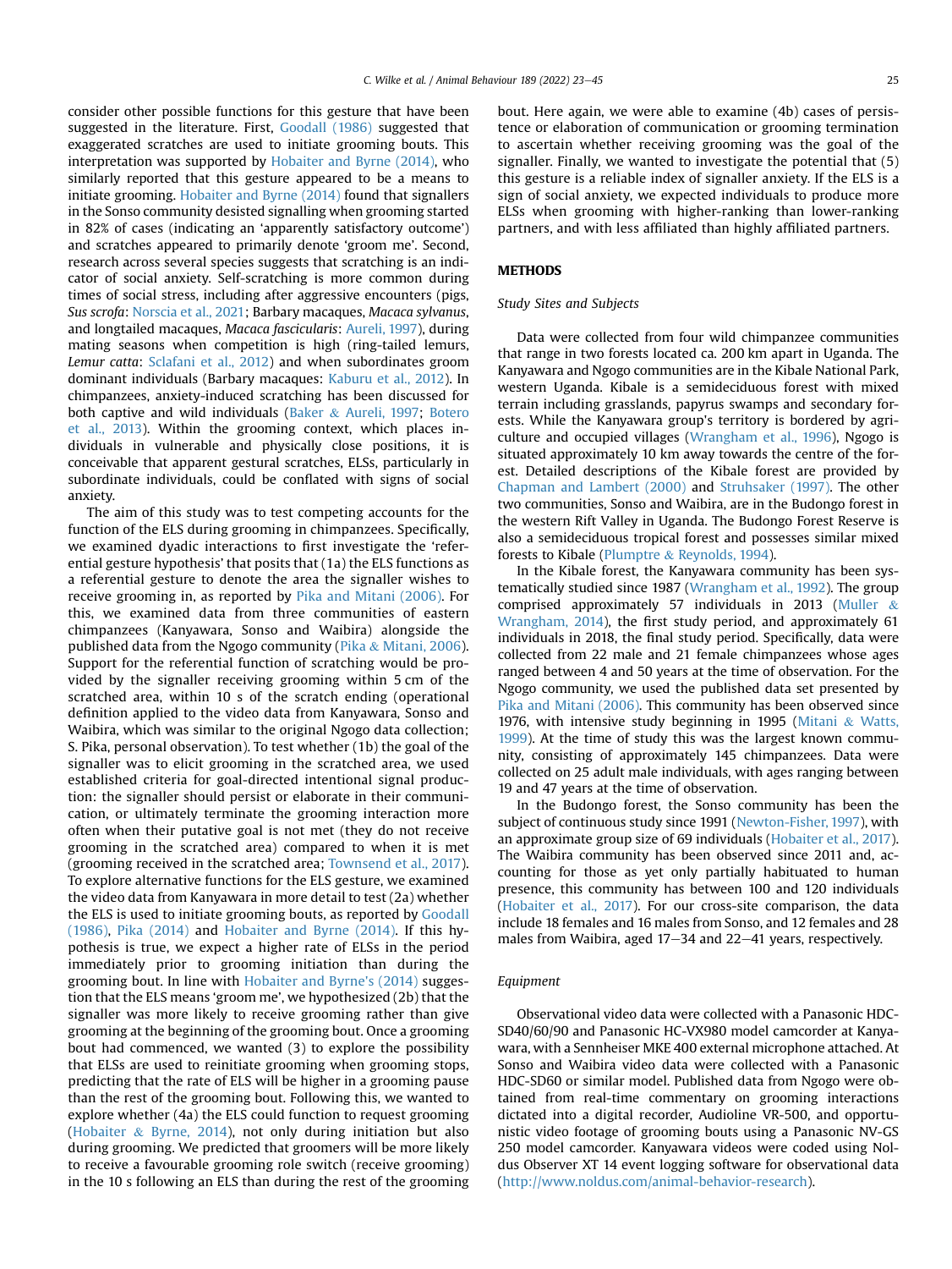consider other possible functions for this gesture that have been suggested in the literature. First, Goodall (1986) suggested that exaggerated scratches are used to initiate grooming bouts. This interpretation was supported by Hobaiter and Byrne (2014), who similarly reported that this gesture appeared to be a means to initiate grooming. Hobaiter and Byrne (2014) found that signallers in the Sonso community desisted signalling when grooming started in 82% of cases (indicating an 'apparently satisfactory outcome') and scratches appeared to primarily denote 'groom me'. Second, research across several species suggests that scratching is an indicator of social anxiety. Self-scratching is more common during times of social stress, including after aggressive encounters (pigs, *Sus scrofa*: Norscia et al., 2021; Barbary macaques, *Macaca sylvanus*, and longtailed macaques, *Macaca fascicularis*: Aureli, 1997), during mating seasons when competition is high (ring-tailed lemurs, *Lemur catta*: Sclafani et al., 2012) and when subordinates groom dominant individuals (Barbary macaques: Kaburu et al., 2012). In chimpanzees, anxiety-induced scratching has been discussed for both captive and wild individuals (Baker & Aureli, 1997; Botero et al., 2013). Within the grooming context, which places individuals in vulnerable and physically close positions, it is conceivable that apparent gestural scratches, ELSs, particularly in subordinate individuals, could be conflated with signs of social anxiety.

The aim of this study was to test competing accounts for the function of the ELS during grooming in chimpanzees. Specifically, we examined dyadic interactions to first investigate the 'referential gesture hypothesis' that posits that (1a) the ELS functions as a referential gesture to denote the area the signaller wishes to receive grooming in, as reported by Pika and Mitani (2006). For this, we examined data from three communities of eastern chimpanzees (Kanyawara, Sonso and Waibira) alongside the published data from the Ngogo community (Pika & Mitani, 2006). Support for the referential function of scratching would be provided by the signaller receiving grooming within 5 cm of the scratched area, within 10 s of the scratch ending (operational definition applied to the video data from Kanyawara, Sonso and Waibira, which was similar to the original Ngogo data collection; S. Pika, personal observation). To test whether (1b) the goal of the signaller was to elicit grooming in the scratched area, we used established criteria for goal-directed intentional signal production: the signaller should persist or elaborate in their communication, or ultimately terminate the grooming interaction more often when their putative goal is not met (they do not receive grooming in the scratched area) compared to when it is met (grooming received in the scratched area; Townsend et al., 2017). To explore alternative functions for the ELS gesture, we examined the video data from Kanyawara in more detail to test (2a) whether the ELS is used to initiate grooming bouts, as reported by Goodall (1986), Pika (2014) and Hobaiter and Byrne (2014). If this hypothesis is true, we expect a higher rate of ELSs in the period immediately prior to grooming initiation than during the grooming bout. In line with Hobaiter and Byrne's (2014) suggestion that the ELS means 'groom me', we hypothesized (2b) that the signaller was more likely to receive grooming rather than give grooming at the beginning of the grooming bout. Once a grooming bout had commenced, we wanted (3) to explore the possibility that ELSs are used to reinitiate grooming when grooming stops, predicting that the rate of ELS will be higher in a grooming pause than the rest of the grooming bout. Following this, we wanted to explore whether (4a) the ELS could function to request grooming (Hobaiter & Byrne, 2014), not only during initiation but also during grooming. We predicted that groomers will be more likely to receive a favourable grooming role switch (receive grooming) in the 10 s following an ELS than during the rest of the grooming bout. Here again, we were able to examine (4b) cases of persistence or elaboration of communication or grooming termination to ascertain whether receiving grooming was the goal of the signaller. Finally, we wanted to investigate the potential that (5) this gesture is a reliable index of signaller anxiety. If the ELS is a sign of social anxiety, we expected individuals to produce more ELSs when grooming with higher-ranking than lower-ranking partners, and with less affiliated than highly affiliated partners.

## METHODS

### Study Sites and Subjects

Data were collected from four wild chimpanzee communities that range in two forests located ca. 200 km apart in Uganda. The Kanyawara and Ngogo communities are in the Kibale National Park, western Uganda. Kibale is a semideciduous forest with mixed terrain including grasslands, papyrus swamps and secondary forests. While the Kanyawara group's territory is bordered by agriculture and occupied villages (Wrangham et al., 1996), Ngogo is situated approximately 10 km away towards the centre of the forest. Detailed descriptions of the Kibale forest are provided by Chapman and Lambert (2000) and Struhsaker (1997). The other two communities, Sonso and Waibira, are in the Budongo forest in the western Rift Valley in Uganda. The Budongo Forest Reserve is also a semideciduous tropical forest and possesses similar mixed forests to Kibale (Plumptre & Reynolds, 1994).

In the Kibale forest, the Kanyawara community has been systematically studied since 1987 (Wrangham et al., 1992). The group comprised approximately 57 individuals in 2013 (Muller & Wrangham, 2014), the first study period, and approximately 61 individuals in 2018, the final study period. Specifically, data were collected from 22 male and 21 female chimpanzees whose ages ranged between 4 and 50 years at the time of observation. For the Ngogo community, we used the published data set presented by Pika and Mitani (2006). This community has been observed since 1976, with intensive study beginning in 1995 (Mitani & Watts, 1999). At the time of study this was the largest known community, consisting of approximately 145 chimpanzees. Data were collected on 25 adult male individuals, with ages ranging between 19 and 47 years at the time of observation.

In the Budongo forest, the Sonso community has been the subject of continuous study since 1991 (Newton-Fisher, 1997), with an approximate group size of 69 individuals (Hobaiter et al., 2017). The Waibira community has been observed since 2011 and, accounting for those as yet only partially habituated to human presence, this community has between 100 and 120 individuals (Hobaiter et al., 2017). For our cross-site comparison, the data include 18 females and 16 males from Sonso, and 12 females and 28 males from Waibira, aged 17–34 and 22–41 years, respectively.

### Equipment

Observational video data were collected with a Panasonic HDC-SD40/60/90 and Panasonic HC-VX980 model camcorder at Kanyawara, with a Sennheiser MKE 400 external microphone attached. At Sonso and Waibira video data were collected with a Panasonic HDC-SD60 or similar model. Published data from Ngogo were obtained from real-time commentary on grooming interactions dictated into a digital recorder, Audioline VR-500, and opportunistic video footage of grooming bouts using a Panasonic NV-GS 250 model camcorder. Kanyawara videos were coded using Noldus Observer XT 14 event logging software for observational data (http://www.noldus.com/animal-behavior-research).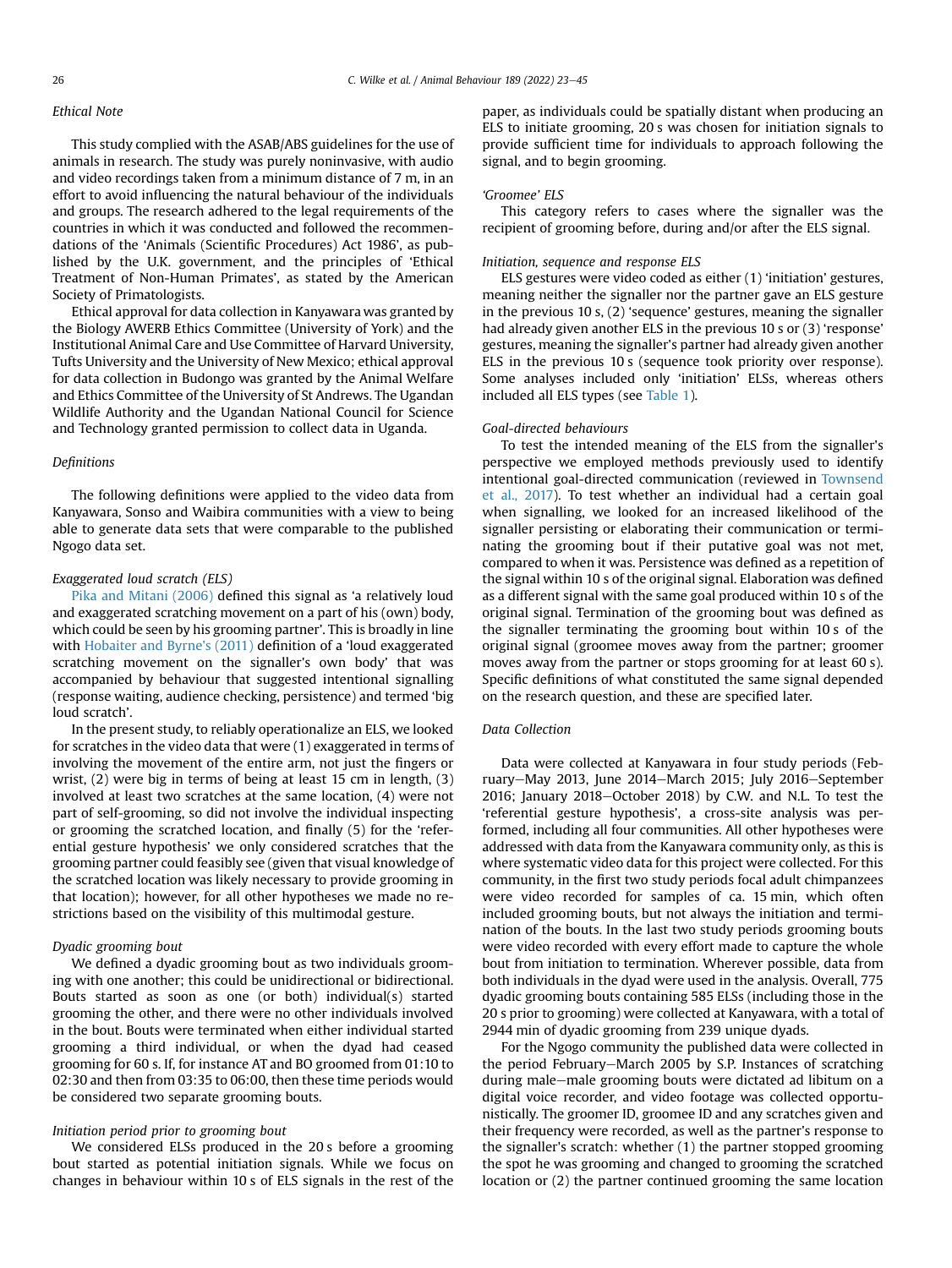### Ethical Note

This study complied with the ASAB/ABS guidelines for the use of animals in research. The study was purely noninvasive, with audio and video recordings taken from a minimum distance of 7 m, in an effort to avoid influencing the natural behaviour of the individuals and groups. The research adhered to the legal requirements of the countries in which it was conducted and followed the recommendations of the 'Animals (Scientific Procedures) Act 1986', as published by the U.K. government, and the principles of 'Ethical Treatment of Non-Human Primates', as stated by the American Society of Primatologists.

Ethical approval for data collection in Kanyawara was granted by the Biology AWERB Ethics Committee (University of York) and the Institutional Animal Care and Use Committee of Harvard University, Tufts University and the University of New Mexico; ethical approval for data collection in Budongo was granted by the Animal Welfare and Ethics Committee of the University of St Andrews. The Ugandan Wildlife Authority and the Ugandan National Council for Science and Technology granted permission to collect data in Uganda.

### Definitions

The following definitions were applied to the video data from Kanyawara, Sonso and Waibira communities with a view to being able to generate data sets that were comparable to the published Ngogo data set.

#### Exaggerated loud scratch (ELS)

Pika and Mitani (2006) defined this signal as 'a relatively loud and exaggerated scratching movement on a part of his (own) body, which could be seen by his grooming partner'. This is broadly in line with Hobaiter and Byrne's (2011) definition of a 'loud exaggerated scratching movement on the signaller's own body' that was accompanied by behaviour that suggested intentional signalling (response waiting, audience checking, persistence) and termed 'big loud scratch'.

In the present study, to reliably operationalize an ELS, we looked for scratches in the video data that were (1) exaggerated in terms of involving the movement of the entire arm, not just the fingers or wrist, (2) were big in terms of being at least 15 cm in length, (3) involved at least two scratches at the same location, (4) were not part of self-grooming, so did not involve the individual inspecting or grooming the scratched location, and finally (5) for the 'referential gesture hypothesis' we only considered scratches that the grooming partner could feasibly see (given that visual knowledge of the scratched location was likely necessary to provide grooming in that location); however, for all other hypotheses we made no restrictions based on the visibility of this multimodal gesture.

#### Dyadic grooming bout

We defined a dyadic grooming bout as two individuals grooming with one another; this could be unidirectional or bidirectional. Bouts started as soon as one (or both) individual(s) started grooming the other, and there were no other individuals involved in the bout. Bouts were terminated when either individual started grooming a third individual, or when the dyad had ceased grooming for 60 s. If, for instance AT and BO groomed from 01:10 to 02:30 and then from 03:35 to 06:00, then these time periods would be considered two separate grooming bouts.

#### Initiation period prior to grooming bout

We considered ELSs produced in the 20 s before a grooming bout started as potential initiation signals. While we focus on changes in behaviour within 10 s of ELS signals in the rest of the paper, as individuals could be spatially distant when producing an ELS to initiate grooming, 20 s was chosen for initiation signals to provide sufficient time for individuals to approach following the signal, and to begin grooming.

#### 'Groomee' ELS

This category refers to cases where the signaller was the recipient of grooming before, during and/or after the ELS signal.

#### Initiation, sequence and response ELS

ELS gestures were video coded as either (1) 'initiation' gestures, meaning neither the signaller nor the partner gave an ELS gesture in the previous 10 s, (2) 'sequence' gestures, meaning the signaller had already given another ELS in the previous 10 s or (3) 'response' gestures, meaning the signaller's partner had already given another ELS in the previous 10 s (sequence took priority over response). Some analyses included only 'initiation' ELSs, whereas others included all ELS types (see Table 1).

#### Goal-directed behaviours

To test the intended meaning of the ELS from the signaller's perspective we employed methods previously used to identify intentional goal-directed communication (reviewed in Townsend et al., 2017). To test whether an individual had a certain goal when signalling, we looked for an increased likelihood of the signaller persisting or elaborating their communication or terminating the grooming bout if their putative goal was not met, compared to when it was. Persistence was defined as a repetition of the signal within 10 s of the original signal. Elaboration was defined as a different signal with the same goal produced within 10 s of the original signal. Termination of the grooming bout was defined as the signaller terminating the grooming bout within 10 s of the original signal (groomee moves away from the partner; groomer moves away from the partner or stops grooming for at least 60 s). Specific definitions of what constituted the same signal depended on the research question, and these are specified later.

### Data Collection

Data were collected at Kanyawara in four study periods (February–May 2013, June 2014–March 2015; July 2016–September 2016; January 2018–October 2018) by C.W. and N.L. To test the 'referential gesture hypothesis', a cross-site analysis was performed, including all four communities. All other hypotheses were addressed with data from the Kanyawara community only, as this is where systematic video data for this project were collected. For this community, in the first two study periods focal adult chimpanzees were video recorded for samples of ca. 15 min, which often included grooming bouts, but not always the initiation and termination of the bouts. In the last two study periods grooming bouts were video recorded with every effort made to capture the whole bout from initiation to termination. Wherever possible, data from both individuals in the dyad were used in the analysis. Overall, 775 dyadic grooming bouts containing 585 ELSs (including those in the 20 s prior to grooming) were collected at Kanyawara, with a total of 2944 min of dyadic grooming from 239 unique dyads.

For the Ngogo community the published data were collected in the period February–March 2005 by S.P. Instances of scratching during male–male grooming bouts were dictated ad libitum on a digital voice recorder, and video footage was collected opportunistically. The groomer ID, groomee ID and any scratches given and their frequency were recorded, as well as the partner's response to the signaller's scratch: whether (1) the partner stopped grooming the spot he was grooming and changed to grooming the scratched location or (2) the partner continued grooming the same location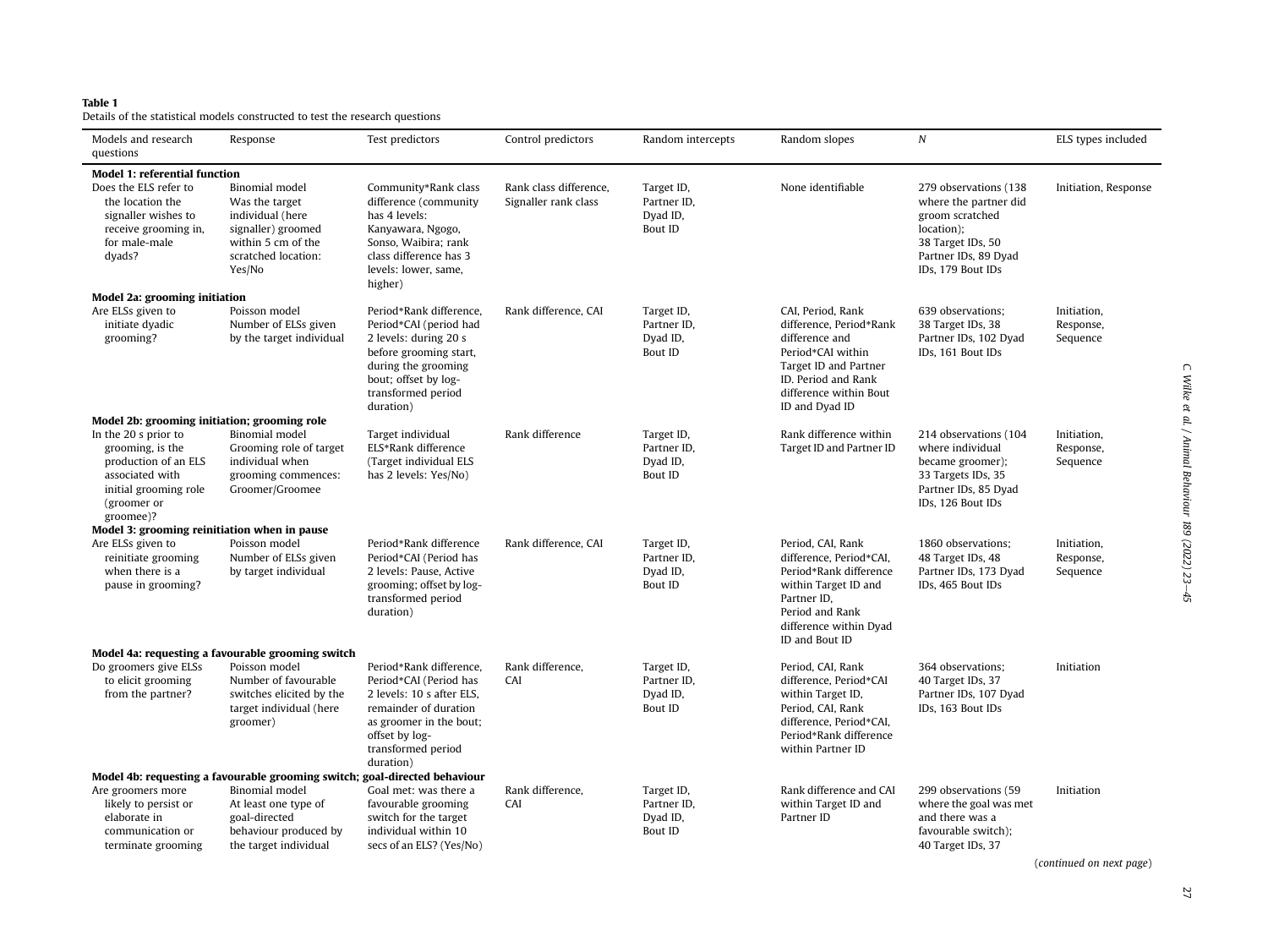**Table 1**
Details of the statistical models constructed to test the research questions

| Models and research questions | Response | Test predictors | Control predictors | Random intercepts | Random slopes | *N* | ELS types included |
|---|---|---|---|---|---|---|---|
| **Model 1: referential function** | | | | | | | |
| Does the ELS refer to the location the signaller wishes to receive grooming in, for male-male dyads? | Binomial model Was the target individual (here signaller) groomed within 5 cm of the scratched location: Yes/No | Community*Rank class difference (community has 4 levels: Kanyawara, Ngogo, Sonso, Waibira; rank class difference has 3 levels: lower, same, higher) | Rank class difference, Signaller rank class | Target ID, Partner ID, Dyad ID, Bout ID | None identifiable | 279 observations (138 where the partner did groom scratched location); 38 Target IDs, 50 Partner IDs, 89 Dyad IDs, 179 Bout IDs | Initiation, Response |
| **Model 2a: grooming initiation** | | | | | | | |
| Are ELSs given to initiate dyadic grooming? | Poisson model Number of ELSs given by the target individual | Period*Rank difference, Period*CAI (period had 2 levels: during 20 s before grooming start, during the grooming bout; offset by log-transformed period duration) | Rank difference, CAI | Target ID, Partner ID, Dyad ID, Bout ID | CAI, Period, Rank difference, Period*Rank difference and Period*CAI within Target ID and Partner ID. Period and Rank difference within Bout ID and Dyad ID | 639 observations; 38 Target IDs, 38 Partner IDs, 102 Dyad IDs, 161 Bout IDs | Initiation, Response, Sequence |
| **Model 2b: grooming initiation; grooming role** | | | | | | | |
| In the 20 s prior to grooming, is the production of an ELS associated with initial grooming role (groomer or groomee)? | Binomial model Grooming role of target individual when grooming commences: Groomer/Groomee | Target individual ELS*Rank difference (Target individual ELS has 2 levels: Yes/No) | Rank difference | Target ID, Partner ID, Dyad ID, Bout ID | Rank difference within Target ID and Partner ID | 214 observations (104 where individual became groomer); 33 Targets IDs, 35 Partner IDs, 85 Dyad IDs, 126 Bout IDs | Initiation, Response, Sequence |
| **Model 3: grooming reinitiation when in pause** | | | | | | | |
| Are ELSs given to reinitiate grooming when there is a pause in grooming? | Poisson model Number of ELSs given by target individual | Period*Rank difference Period*CAI (Period has 2 levels: Pause, Active grooming; offset by log-transformed period duration) | Rank difference, CAI | Target ID, Partner ID, Dyad ID, Bout ID | Period, CAI, Rank difference, Period*CAI, Period*Rank difference within Target ID and Partner ID, Period and Rank difference within Dyad ID and Bout ID | 1860 observations; 48 Target IDs, 48 Partner IDs, 173 Dyad IDs, 465 Bout IDs | Initiation, Response, Sequence |
| **Model 4a: requesting a favourable grooming switch** | | | | | | | |
| Do groomers give ELSs to elicit grooming from the partner? | Poisson model Number of favourable switches elicited by the target individual (here groomer) | Period*Rank difference, Period*CAI (Period has 2 levels: 10 s after ELS, remainder of duration as groomer in the bout; offset by log-transformed period duration) | Rank difference, CAI | Target ID, Partner ID, Dyad ID, Bout ID | Period, CAI, Rank difference, Period*CAI within Target ID, Period, CAI, Rank difference, Period*CAI, Period*Rank difference within Partner ID | 364 observations; 40 Target IDs, 37 Partner IDs, 107 Dyad IDs, 163 Bout IDs | Initiation |
| **Model 4b: requesting a favourable grooming switch; goal-directed behaviour** | | | | | | | |
| Are groomers more likely to persist or elaborate in communication or terminate grooming | Binomial model At least one type of goal-directed behaviour produced by the target individual | Goal met: was there a favourable grooming switch for the target individual within 10 secs of an ELS? (Yes/No) | Rank difference, CAI | Target ID, Partner ID, Dyad ID, Bout ID | Rank difference and CAI within Target ID and Partner ID | 299 observations (59 where the goal was met and there was a favourable switch); 40 Target IDs, 37 | Initiation |

(*continued on next page*)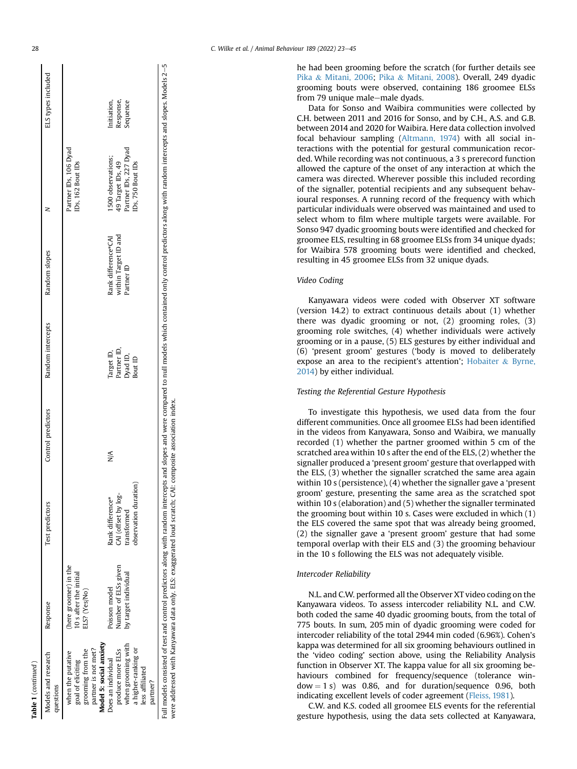Table 1 (continued)

| Models and research questions | Response | Test predictors | Control predictors | Random intercepts | Random slopes | N | ELS types included |
|---|---|---|---|---|---|---|---|
| when the putative goal of eliciting grooming from the partner is not met? | (here groomer) in the 10 s after the initial ELS? (Yes/No) | | | | | Partner IDs, 106 Dyad IDs, 162 Bout IDs | |
| **Model 5: social anxiety** | | | | | | | |
| Does an individual produce more ELSs when grooming with a higher-ranking or less affiliated partner? | Poisson model Number of ELSs given by target individual | Rank difference*CAI (offset by log-transformed observation duration) | N/A | Target ID, Partner ID, Dyad ID, Bout ID | Rank difference*CAI within Target ID and Partner ID | 1500 observations; 49 Target IDs, 49 Partner IDs, 227 Dyad IDs, 750 Bout IDs | Initiation, Response, Sequence |

Full models consisted of test and control predictors along with random intercepts and slopes and were compared to null models which contained only control predictors along with random intercepts and slopes. Models 2–5 were addressed with Kanyawara data only. ELS: exaggerated loud scratch; CAI: composite association index.

he had been grooming before the scratch (for further details see Pika & Mitani, 2006; Pika & Mitani, 2008). Overall, 249 dyadic grooming bouts were observed, containing 186 groomee ELSs from 79 unique male–male dyads.

Data for Sonso and Waibira communities were collected by C.H. between 2011 and 2016 for Sonso, and by C.H., A.S. and G.B. between 2014 and 2020 for Waibira. Here data collection involved focal behaviour sampling (Altmann, 1974) with all social interactions with the potential for gestural communication recorded. While recording was not continuous, a 3 s prerecord function allowed the capture of the onset of any interaction at which the camera was directed. Wherever possible this included recording of the signaller, potential recipients and any subsequent behavioural responses. A running record of the frequency with which particular individuals were observed was maintained and used to select whom to film where multiple targets were available. For Sonso 947 dyadic grooming bouts were identified and checked for groomee ELS, resulting in 68 groomee ELSs from 34 unique dyads; for Waibira 578 grooming bouts were identified and checked, resulting in 45 groomee ELSs from 32 unique dyads.

### Video Coding

Kanyawara videos were coded with Observer XT software (version 14.2) to extract continuous details about (1) whether there was dyadic grooming or not, (2) grooming roles, (3) grooming role switches, (4) whether individuals were actively grooming or in a pause, (5) ELS gestures by either individual and (6) 'present groom' gestures ('body is moved to deliberately expose an area to the recipient's attention'; Hobaiter & Byrne, 2014) by either individual.

### Testing the Referential Gesture Hypothesis

To investigate this hypothesis, we used data from the four different communities. Once all groomee ELSs had been identified in the videos from Kanyawara, Sonso and Waibira, we manually recorded (1) whether the partner groomed within 5 cm of the scratched area within 10 s after the end of the ELS, (2) whether the signaller produced a 'present groom' gesture that overlapped with the ELS, (3) whether the signaller scratched the same area again within 10 s (persistence), (4) whether the signaller gave a 'present groom' gesture, presenting the same area as the scratched spot within 10 s (elaboration) and (5) whether the signaller terminated the grooming bout within 10 s. Cases were excluded in which (1) the ELS covered the same spot that was already being groomed, (2) the signaller gave a 'present groom' gesture that had some temporal overlap with their ELS and (3) the grooming behaviour in the 10 s following the ELS was not adequately visible.

### Intercoder Reliability

N.L. and C.W. performed all the Observer XT video coding on the Kanyawara videos. To assess intercoder reliability N.L. and C.W. both coded the same 40 dyadic grooming bouts, from the total of 775 bouts. In sum, 205 min of dyadic grooming were coded for intercoder reliability of the total 2944 min coded (6.96%). Cohen's kappa was determined for all six grooming behaviours outlined in the 'video coding' section above, using the Reliability Analysis function in Observer XT. The kappa value for all six grooming behaviours combined for frequency/sequence (tolerance window = 1 s) was 0.86, and for duration/sequence 0.96, both indicating excellent levels of coder agreement (Fleiss, 1981).

C.W. and K.S. coded all groomee ELS events for the referential gesture hypothesis, using the data sets collected at Kanyawara,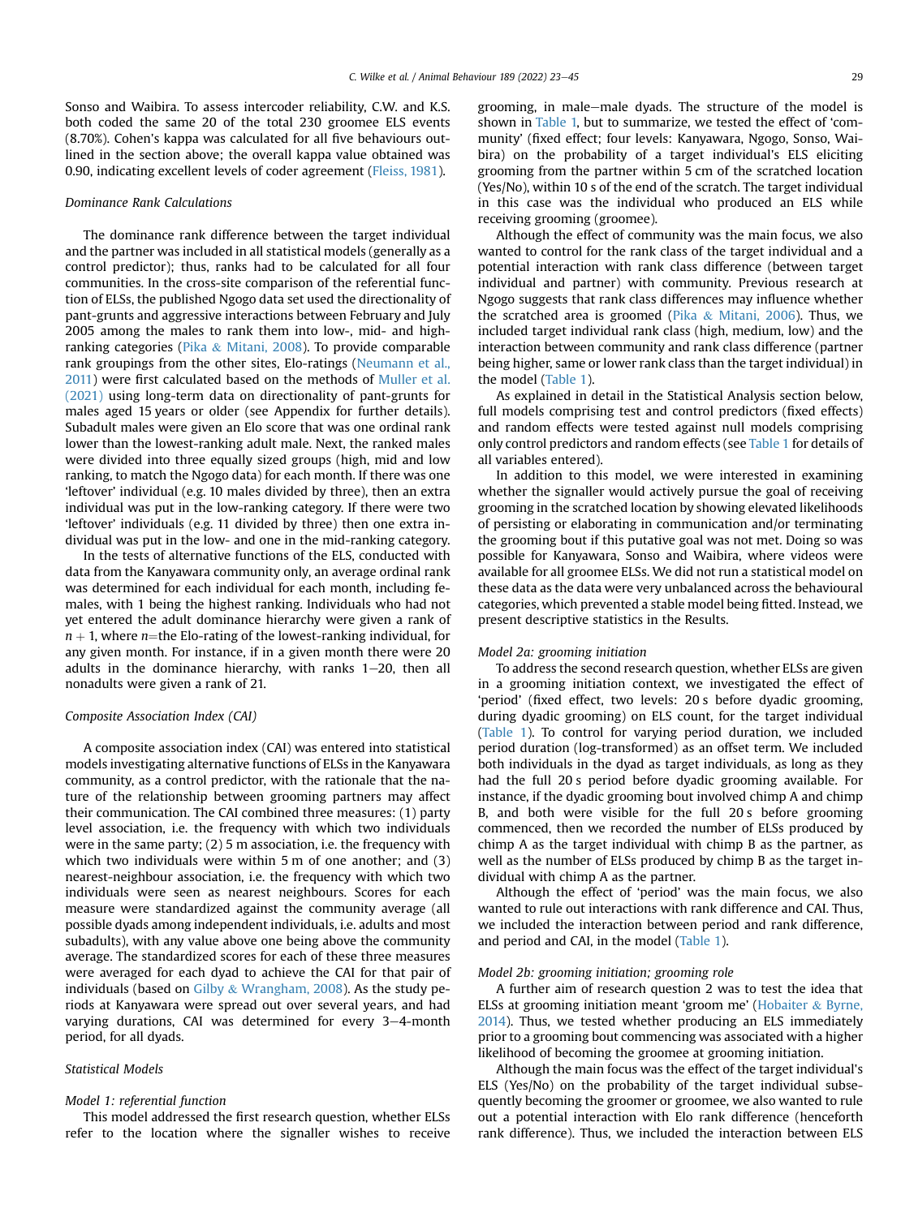Sonso and Waibira. To assess intercoder reliability, C.W. and K.S. both coded the same 20 of the total 230 groomee ELS events (8.70%). Cohen's kappa was calculated for all five behaviours outlined in the section above; the overall kappa value obtained was 0.90, indicating excellent levels of coder agreement (Fleiss, 1981).

### Dominance Rank Calculations

The dominance rank difference between the target individual and the partner was included in all statistical models (generally as a control predictor); thus, ranks had to be calculated for all four communities. In the cross-site comparison of the referential function of ELSs, the published Ngogo data set used the directionality of pant-grunts and aggressive interactions between February and July 2005 among the males to rank them into low-, mid- and high-ranking categories (Pika & Mitani, 2008). To provide comparable rank groupings from the other sites, Elo-ratings (Neumann et al., 2011) were first calculated based on the methods of Muller et al. (2021) using long-term data on directionality of pant-grunts for males aged 15 years or older (see Appendix for further details). Subadult males were given an Elo score that was one ordinal rank lower than the lowest-ranking adult male. Next, the ranked males were divided into three equally sized groups (high, mid and low ranking, to match the Ngogo data) for each month. If there was one 'leftover' individual (e.g. 10 males divided by three), then an extra individual was put in the low-ranking category. If there were two 'leftover' individuals (e.g. 11 divided by three) then one extra individual was put in the low- and one in the mid-ranking category.

In the tests of alternative functions of the ELS, conducted with data from the Kanyawara community only, an average ordinal rank was determined for each individual for each month, including females, with 1 being the highest ranking. Individuals who had not yet entered the adult dominance hierarchy were given a rank of $n + 1$, where $n$=the Elo-rating of the lowest-ranking individual, for any given month. For instance, if in a given month there were 20 adults in the dominance hierarchy, with ranks 1–20, then all nonadults were given a rank of 21.

### Composite Association Index (CAI)

A composite association index (CAI) was entered into statistical models investigating alternative functions of ELSs in the Kanyawara community, as a control predictor, with the rationale that the nature of the relationship between grooming partners may affect their communication. The CAI combined three measures: (1) party level association, i.e. the frequency with which two individuals were in the same party; (2) 5 m association, i.e. the frequency with which two individuals were within 5 m of one another; and (3) nearest-neighbour association, i.e. the frequency with which two individuals were seen as nearest neighbours. Scores for each measure were standardized against the community average (all possible dyads among independent individuals, i.e. adults and most subadults), with any value above one being above the community average. The standardized scores for each of these three measures were averaged for each dyad to achieve the CAI for that pair of individuals (based on Gilby & Wrangham, 2008). As the study periods at Kanyawara were spread out over several years, and had varying durations, CAI was determined for every 3–4-month period, for all dyads.

### Statistical Models

#### *Model 1: referential function*

This model addressed the first research question, whether ELSs refer to the location where the signaller wishes to receive grooming, in male–male dyads. The structure of the model is shown in Table 1, but to summarize, we tested the effect of 'community' (fixed effect; four levels: Kanyawara, Ngogo, Sonso, Waibira) on the probability of a target individual's ELS eliciting grooming from the partner within 5 cm of the scratched location (Yes/No), within 10 s of the end of the scratch. The target individual in this case was the individual who produced an ELS while receiving grooming (groomee).

Although the effect of community was the main focus, we also wanted to control for the rank class of the target individual and a potential interaction with rank class difference (between target individual and partner) with community. Previous research at Ngogo suggests that rank class differences may influence whether the scratched area is groomed (Pika & Mitani, 2006). Thus, we included target individual rank class (high, medium, low) and the interaction between community and rank class difference (partner being higher, same or lower rank class than the target individual) in the model (Table 1).

As explained in detail in the Statistical Analysis section below, full models comprising test and control predictors (fixed effects) and random effects were tested against null models comprising only control predictors and random effects (see Table 1 for details of all variables entered).

In addition to this model, we were interested in examining whether the signaller would actively pursue the goal of receiving grooming in the scratched location by showing elevated likelihoods of persisting or elaborating in communication and/or terminating the grooming bout if this putative goal was not met. Doing so was possible for Kanyawara, Sonso and Waibira, where videos were available for all groomee ELSs. We did not run a statistical model on these data as the data were very unbalanced across the behavioural categories, which prevented a stable model being fitted. Instead, we present descriptive statistics in the Results.

#### *Model 2a: grooming initiation*

To address the second research question, whether ELSs are given in a grooming initiation context, we investigated the effect of 'period' (fixed effect, two levels: 20 s before dyadic grooming, during dyadic grooming) on ELS count, for the target individual (Table 1). To control for varying period duration, we included period duration (log-transformed) as an offset term. We included both individuals in the dyad as target individuals, as long as they had the full 20 s period before dyadic grooming available. For instance, if the dyadic grooming bout involved chimp A and chimp B, and both were visible for the full 20 s before grooming commenced, then we recorded the number of ELSs produced by chimp A as the target individual with chimp B as the partner, as well as the number of ELSs produced by chimp B as the target individual with chimp A as the partner.

Although the effect of 'period' was the main focus, we also wanted to rule out interactions with rank difference and CAI. Thus, we included the interaction between period and rank difference, and period and CAI, in the model (Table 1).

#### *Model 2b: grooming initiation; grooming role*

A further aim of research question 2 was to test the idea that ELSs at grooming initiation meant 'groom me' (Hobaiter & Byrne, 2014). Thus, we tested whether producing an ELS immediately prior to a grooming bout commencing was associated with a higher likelihood of becoming the groomee at grooming initiation.

Although the main focus was the effect of the target individual's ELS (Yes/No) on the probability of the target individual subsequently becoming the groomer or groomee, we also wanted to rule out a potential interaction with Elo rank difference (henceforth rank difference). Thus, we included the interaction between ELS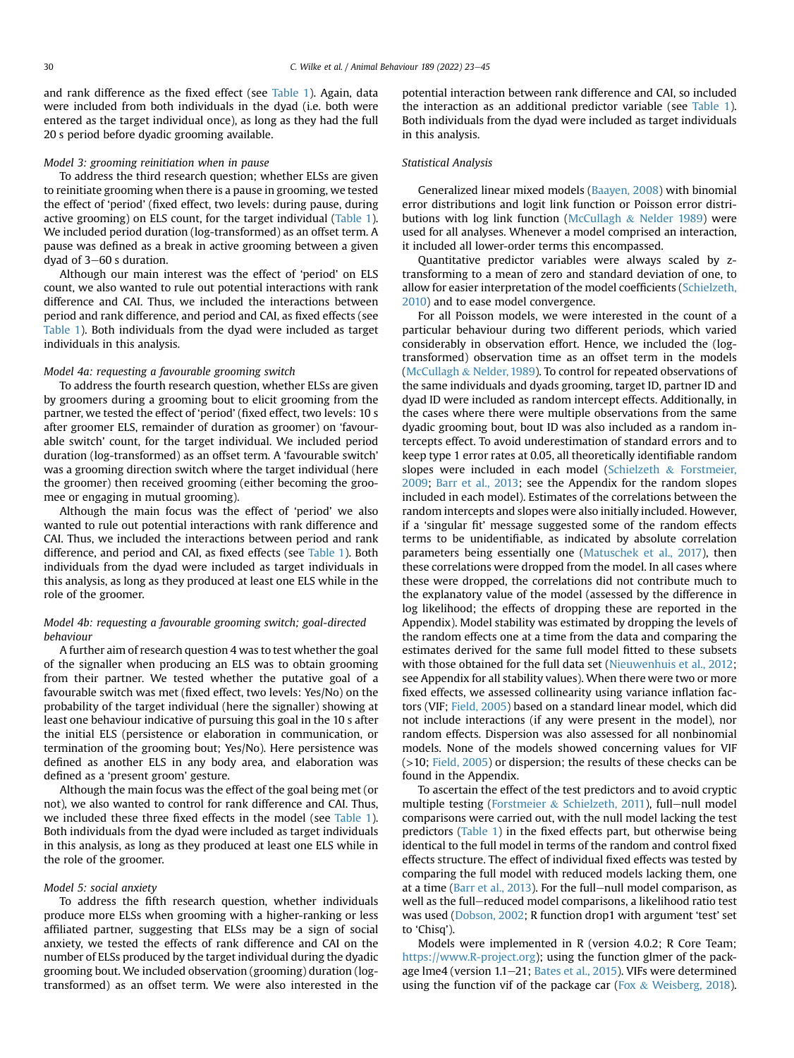and rank difference as the fixed effect (see Table 1). Again, data were included from both individuals in the dyad (i.e. both were entered as the target individual once), as long as they had the full 20 s period before dyadic grooming available.

*Model 3: grooming reinitiation when in pause*

To address the third research question; whether ELSs are given to reinitiate grooming when there is a pause in grooming, we tested the effect of 'period' (fixed effect, two levels: during pause, during active grooming) on ELS count, for the target individual (Table 1). We included period duration (log-transformed) as an offset term. A pause was defined as a break in active grooming between a given dyad of 3–60 s duration.

Although our main interest was the effect of 'period' on ELS count, we also wanted to rule out potential interactions with rank difference and CAI. Thus, we included the interactions between period and rank difference, and period and CAI, as fixed effects (see Table 1). Both individuals from the dyad were included as target individuals in this analysis.

*Model 4a: requesting a favourable grooming switch*

To address the fourth research question, whether ELSs are given by groomers during a grooming bout to elicit grooming from the partner, we tested the effect of 'period' (fixed effect, two levels: 10 s after groomer ELS, remainder of duration as groomer) on 'favourable switch' count, for the target individual. We included period duration (log-transformed) as an offset term. A 'favourable switch' was a grooming direction switch where the target individual (here the groomer) then received grooming (either becoming the groomee or engaging in mutual grooming).

Although the main focus was the effect of 'period' we also wanted to rule out potential interactions with rank difference and CAI. Thus, we included the interactions between period and rank difference, and period and CAI, as fixed effects (see Table 1). Both individuals from the dyad were included as target individuals in this analysis, as long as they produced at least one ELS while in the role of the groomer.

*Model 4b: requesting a favourable grooming switch; goal-directed behaviour*

A further aim of research question 4 was to test whether the goal of the signaller when producing an ELS was to obtain grooming from their partner. We tested whether the putative goal of a favourable switch was met (fixed effect, two levels: Yes/No) on the probability of the target individual (here the signaller) showing at least one behaviour indicative of pursuing this goal in the 10 s after the initial ELS (persistence or elaboration in communication, or termination of the grooming bout; Yes/No). Here persistence was defined as another ELS in any body area, and elaboration was defined as a 'present groom' gesture.

Although the main focus was the effect of the goal being met (or not), we also wanted to control for rank difference and CAI. Thus, we included these three fixed effects in the model (see Table 1). Both individuals from the dyad were included as target individuals in this analysis, as long as they produced at least one ELS while in the role of the groomer.

*Model 5: social anxiety*

To address the fifth research question, whether individuals produce more ELSs when grooming with a higher-ranking or less affiliated partner, suggesting that ELSs may be a sign of social anxiety, we tested the effects of rank difference and CAI on the number of ELSs produced by the target individual during the dyadic grooming bout. We included observation (grooming) duration (log-transformed) as an offset term. We were also interested in the potential interaction between rank difference and CAI, so included the interaction as an additional predictor variable (see Table 1). Both individuals from the dyad were included as target individuals in this analysis.

*Statistical Analysis*

Generalized linear mixed models (Baayen, 2008) with binomial error distributions and logit link function or Poisson error distributions with log link function (McCullagh & Nelder 1989) were used for all analyses. Whenever a model comprised an interaction, it included all lower-order terms this encompassed.

Quantitative predictor variables were always scaled by z-transforming to a mean of zero and standard deviation of one, to allow for easier interpretation of the model coefficients (Schielzeth, 2010) and to ease model convergence.

For all Poisson models, we were interested in the count of a particular behaviour during two different periods, which varied considerably in observation effort. Hence, we included the (log-transformed) observation time as an offset term in the models (McCullagh & Nelder, 1989). To control for repeated observations of the same individuals and dyads grooming, target ID, partner ID and dyad ID were included as random intercept effects. Additionally, in the cases where there were multiple observations from the same dyadic grooming bout, bout ID was also included as a random intercepts effect. To avoid underestimation of standard errors and to keep type 1 error rates at 0.05, all theoretically identifiable random slopes were included in each model (Schielzeth & Forstmeier, 2009; Barr et al., 2013; see the Appendix for the random slopes included in each model). Estimates of the correlations between the random intercepts and slopes were also initially included. However, if a 'singular fit' message suggested some of the random effects terms to be unidentifiable, as indicated by absolute correlation parameters being essentially one (Matuschek et al., 2017), then these correlations were dropped from the model. In all cases where these were dropped, the correlations did not contribute much to the explanatory value of the model (assessed by the difference in log likelihood; the effects of dropping these are reported in the Appendix). Model stability was estimated by dropping the levels of the random effects one at a time from the data and comparing the estimates derived for the same full model fitted to these subsets with those obtained for the full data set (Nieuwenhuis et al., 2012; see Appendix for all stability values). When there were two or more fixed effects, we assessed collinearity using variance inflation factors (VIF; Field, 2005) based on a standard linear model, which did not include interactions (if any were present in the model), nor random effects. Dispersion was also assessed for all nonbinomial models. None of the models showed concerning values for VIF (>10; Field, 2005) or dispersion; the results of these checks can be found in the Appendix.

To ascertain the effect of the test predictors and to avoid cryptic multiple testing (Forstmeier & Schielzeth, 2011), full–null model comparisons were carried out, with the null model lacking the test predictors (Table 1) in the fixed effects part, but otherwise being identical to the full model in terms of the random and control fixed effects structure. The effect of individual fixed effects was tested by comparing the full model with reduced models lacking them, one at a time (Barr et al., 2013). For the full–null model comparison, as well as the full–reduced model comparisons, a likelihood ratio test was used (Dobson, 2002; R function drop1 with argument 'test' set to 'Chisq').

Models were implemented in R (version 4.0.2; R Core Team; https://www.R-project.org); using the function glmer of the package lme4 (version 1.1–21; Bates et al., 2015). VIFs were determined using the function vif of the package car (Fox & Weisberg, 2018).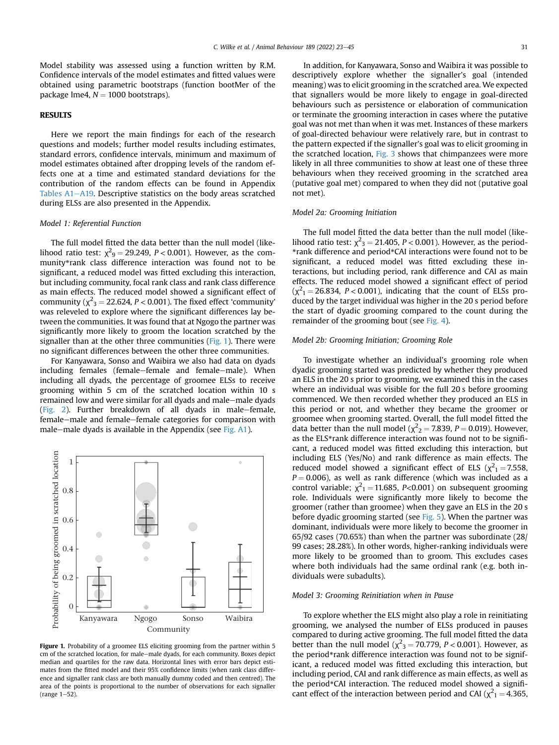Model stability was assessed using a function written by R.M. Confidence intervals of the model estimates and fitted values were obtained using parametric bootstraps (function bootMer of the package lme4, $N = 1000$ bootstraps).

## RESULTS

Here we report the main findings for each of the research questions and models; further model results including estimates, standard errors, confidence intervals, minimum and maximum of model estimates obtained after dropping levels of the random effects one at a time and estimated standard deviations for the contribution of the random effects can be found in Appendix Tables A1–A19. Descriptive statistics on the body areas scratched during ELSs are also presented in the Appendix.

### *Model 1: Referential Function*

The full model fitted the data better than the null model (likelihood ratio test: $\chi^2_9 = 29.249$, $P < 0.001$). However, as the community*rank class difference interaction was found not to be significant, a reduced model was fitted excluding this interaction, but including community, focal rank class and rank class difference as main effects. The reduced model showed a significant effect of community ($\chi^2_3 = 22.624$, $P < 0.001$). The fixed effect 'community' was releveled to explore where the significant differences lay between the communities. It was found that at Ngogo the partner was significantly more likely to groom the location scratched by the signaller than at the other three communities (Fig. 1). There were no significant differences between the other three communities.

For Kanyawara, Sonso and Waibira we also had data on dyads including females (female–female and female–male). When including all dyads, the percentage of groomee ELSs to receive grooming within 5 cm of the scratched location within 10 s remained low and were similar for all dyads and male–male dyads (Fig. 2). Further breakdown of all dyads in male–female, female–male and female–female categories for comparison with male–male dyads is available in the Appendix (see Fig. A1).

**Figure 1.** Probability of a groomee ELS eliciting grooming from the partner within 5 cm of the scratched location, for male–male dyads, for each community. Boxes depict median and quartiles for the raw data. Horizontal lines with error bars depict estimates from the fitted model and their 95% confidence limits (when rank class difference and signaller rank class are both manually dummy coded and then centred). The area of the points is proportional to the number of observations for each signaller (range 1–52).

In addition, for Kanyawara, Sonso and Waibira it was possible to descriptively explore whether the signaller's goal (intended meaning) was to elicit grooming in the scratched area. We expected that signallers would be more likely to engage in goal-directed behaviours such as persistence or elaboration of communication or terminate the grooming interaction in cases where the putative goal was not met than when it was met. Instances of these markers of goal-directed behaviour were relatively rare, but in contrast to the pattern expected if the signaller's goal was to elicit grooming in the scratched location, Fig. 3 shows that chimpanzees were more likely in all three communities to show at least one of these three behaviours when they received grooming in the scratched area (putative goal met) compared to when they did not (putative goal not met).

### *Model 2a: Grooming Initiation*

The full model fitted the data better than the null model (likelihood ratio test: $\chi^2_3 = 21.405$, $P < 0.001$). However, as the period*rank difference and period*CAI interactions were found not to be significant, a reduced model was fitted excluding these interactions, but including period, rank difference and CAI as main effects. The reduced model showed a significant effect of period ($\chi^2_1 = 26.834$, $P < 0.001$), indicating that the count of ELSs produced by the target individual was higher in the 20 s period before the start of dyadic grooming compared to the count during the remainder of the grooming bout (see Fig. 4).

### *Model 2b: Grooming Initiation; Grooming Role*

To investigate whether an individual's grooming role when dyadic grooming started was predicted by whether they produced an ELS in the 20 s prior to grooming, we examined this in the cases where an individual was visible for the full 20 s before grooming commenced. We then recorded whether they produced an ELS in this period or not, and whether they became the groomer or groomee when grooming started. Overall, the full model fitted the data better than the null model ($\chi^2_2 = 7.839$, $P = 0.019$). However, as the ELS*rank difference interaction was found not to be significant, a reduced model was fitted excluding this interaction, but including ELS (Yes/No) and rank difference as main effects. The reduced model showed a significant effect of ELS ($\chi^2_1 = 7.558$, $P = 0.006$), as well as rank difference (which was included as a control variable; $\chi^2_1 = 11.685$, $P<0.001$) on subsequent grooming role. Individuals were significantly more likely to become the groomer (rather than groomee) when they gave an ELS in the 20 s before dyadic grooming started (see Fig. 5). When the partner was dominant, individuals were more likely to become the groomer in 65/92 cases (70.65%) than when the partner was subordinate (28/99 cases; 28.28%). In other words, higher-ranking individuals were more likely to be groomed than to groom. This excludes cases where both individuals had the same ordinal rank (e.g. both individuals were subadults).

### *Model 3: Grooming Reinitiation when in Pause*

To explore whether the ELS might also play a role in reinitiating grooming, we analysed the number of ELSs produced in pauses compared to during active grooming. The full model fitted the data better than the null model ($\chi^2_3 = 70.779$, $P < 0.001$). However, as the period*rank difference interaction was found not to be significant, a reduced model was fitted excluding this interaction, but including period, CAI and rank difference as main effects, as well as the period*CAI interaction. The reduced model showed a significant effect of the interaction between period and CAI ($\chi^2_1 = 4.365$,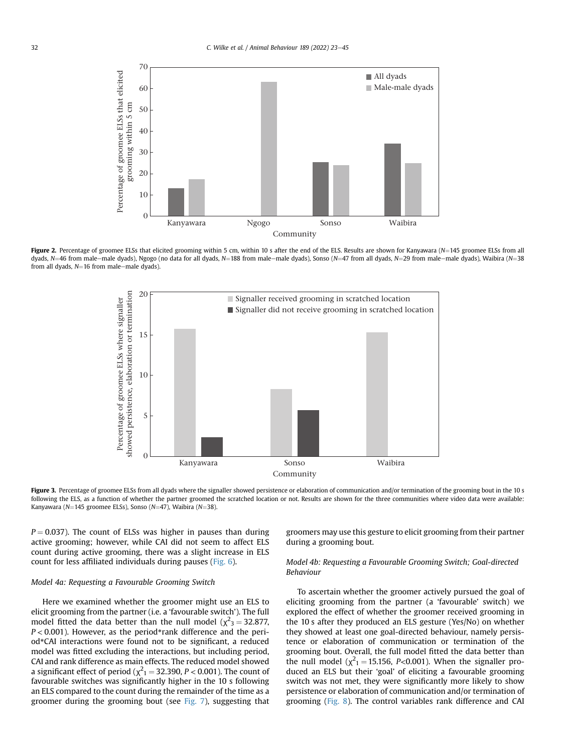**Figure 2.** Percentage of groomee ELSs that elicited grooming within 5 cm, within 10 s after the end of the ELS. Results are shown for Kanyawara (N=145 groomee ELSs from all dyads, N=46 from male–male dyads), Ngogo (no data for all dyads, N=188 from male–male dyads), Sonso (N=47 from all dyads, N=29 from male–male dyads), Waibira (N=38 from all dyads, N=16 from male–male dyads).

**Figure 3.** Percentage of groomee ELSs from all dyads where the signaller showed persistence or elaboration of communication and/or termination of the grooming bout in the 10 s following the ELS, as a function of whether the partner groomed the scratched location or not. Results are shown for the three communities where video data were available: Kanyawara (N=145 groomee ELSs), Sonso (N=47), Waibira (N=38).

$P = 0.037$). The count of ELSs was higher in pauses than during active grooming; however, while CAI did not seem to affect ELS count during active grooming, there was a slight increase in ELS count for less affiliated individuals during pauses (Fig. 6).

### *Model 4a: Requesting a Favourable Grooming Switch*

Here we examined whether the groomer might use an ELS to elicit grooming from the partner (i.e. a 'favourable switch'). The full model fitted the data better than the null model ($\chi^2_3 = 32.877$, $P < 0.001$). However, as the period*rank difference and the period*CAI interactions were found not to be significant, a reduced model was fitted excluding the interactions, but including period, CAI and rank difference as main effects. The reduced model showed a significant effect of period ($\chi^2_1 = 32.390$, $P < 0.001$). The count of favourable switches was significantly higher in the 10 s following an ELS compared to the count during the remainder of the time as a groomer during the grooming bout (see Fig. 7), suggesting that groomers may use this gesture to elicit grooming from their partner during a grooming bout.

### *Model 4b: Requesting a Favourable Grooming Switch; Goal-directed Behaviour*

To ascertain whether the groomer actively pursued the goal of eliciting grooming from the partner (a 'favourable' switch) we explored the effect of whether the groomer received grooming in the 10 s after they produced an ELS gesture (Yes/No) on whether they showed at least one goal-directed behaviour, namely persistence or elaboration of communication or termination of the grooming bout. Overall, the full model fitted the data better than the null model ($\chi^2_1 = 15.156$, $P<0.001$). When the signaller produced an ELS but their 'goal' of eliciting a favourable grooming switch was not met, they were significantly more likely to show persistence or elaboration of communication and/or termination of grooming (Fig. 8). The control variables rank difference and CAI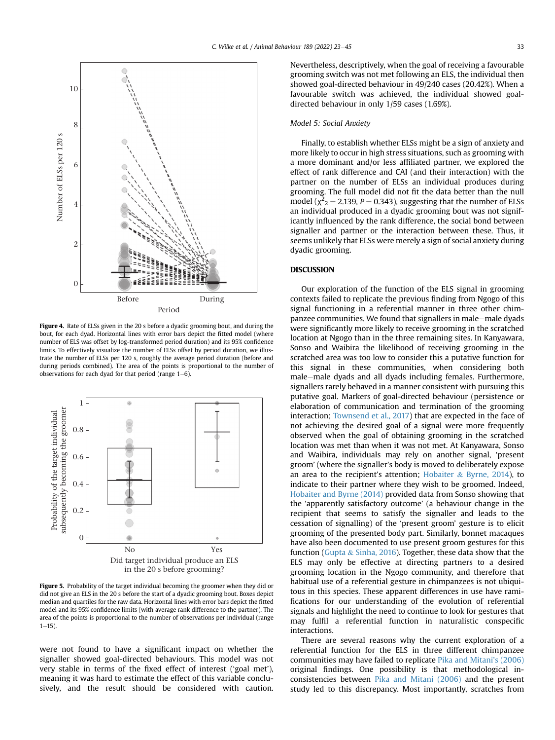Figure 4. Rate of ELSs given in the 20 s before a dyadic grooming bout, and during the bout, for each dyad. Horizontal lines with error bars depict the fitted model (where number of ELS was offset by log-transformed period duration) and its 95% confidence limits. To effectively visualize the number of ELSs offset by period duration, we illustrate the number of ELSs per 120 s, roughly the average period duration (before and during periods combined). The area of the points is proportional to the number of observations for each dyad for that period (range 1–6).

Figure 5. Probability of the target individual becoming the groomer when they did or did not give an ELS in the 20 s before the start of a dyadic grooming bout. Boxes depict median and quartiles for the raw data. Horizontal lines with error bars depict the fitted model and its 95% confidence limits (with average rank difference to the partner). The area of the points is proportional to the number of observations per individual (range 1–15).

were not found to have a significant impact on whether the signaller showed goal-directed behaviours. This model was not very stable in terms of the fixed effect of interest ('goal met'), meaning it was hard to estimate the effect of this variable conclusively, and the result should be considered with caution. Nevertheless, descriptively, when the goal of receiving a favourable grooming switch was not met following an ELS, the individual then showed goal-directed behaviour in 49/240 cases (20.42%). When a favourable switch was achieved, the individual showed goal-directed behaviour in only 1/59 cases (1.69%).

*Model 5: Social Anxiety*

Finally, to establish whether ELSs might be a sign of anxiety and more likely to occur in high stress situations, such as grooming with a more dominant and/or less affiliated partner, we explored the effect of rank difference and CAI (and their interaction) with the partner on the number of ELSs an individual produces during grooming. The full model did not fit the data better than the null model ($\chi^2_2 = 2.139$, $P = 0.343$), suggesting that the number of ELSs an individual produced in a dyadic grooming bout was not significantly influenced by the rank difference, the social bond between signaller and partner or the interaction between these. Thus, it seems unlikely that ELSs were merely a sign of social anxiety during dyadic grooming.

## DISCUSSION

Our exploration of the function of the ELS signal in grooming contexts failed to replicate the previous finding from Ngogo of this signal functioning in a referential manner in three other chimpanzee communities. We found that signallers in male–male dyads were significantly more likely to receive grooming in the scratched location at Ngogo than in the three remaining sites. In Kanyawara, Sonso and Waibira the likelihood of receiving grooming in the scratched area was too low to consider this a putative function for this signal in these communities, when considering both male–male dyads and all dyads including females. Furthermore, signallers rarely behaved in a manner consistent with pursuing this putative goal. Markers of goal-directed behaviour (persistence or elaboration of communication and termination of the grooming interaction; Townsend et al., 2017) that are expected in the face of not achieving the desired goal of a signal were more frequently observed when the goal of obtaining grooming in the scratched location was met than when it was not met. At Kanyawara, Sonso and Waibira, individuals may rely on another signal, 'present groom' (where the signaller's body is moved to deliberately expose an area to the recipient's attention; Hobaiter & Byrne, 2014), to indicate to their partner where they wish to be groomed. Indeed, Hobaiter and Byrne (2014) provided data from Sonso showing that the 'apparently satisfactory outcome' (a behaviour change in the recipient that seems to satisfy the signaller and leads to the cessation of signalling) of the 'present groom' gesture is to elicit grooming of the presented body part. Similarly, bonnet macaques have also been documented to use present groom gestures for this function (Gupta & Sinha, 2016). Together, these data show that the ELS may only be effective at directing partners to a desired grooming location in the Ngogo community, and therefore that habitual use of a referential gesture in chimpanzees is not ubiquitous in this species. These apparent differences in use have ramifications for our understanding of the evolution of referential signals and highlight the need to continue to look for gestures that may fulfil a referential function in naturalistic conspecific interactions.

There are several reasons why the current exploration of a referential function for the ELS in three different chimpanzee communities may have failed to replicate Pika and Mitani's (2006) original findings. One possibility is that methodological inconsistencies between Pika and Mitani (2006) and the present study led to this discrepancy. Most importantly, scratches from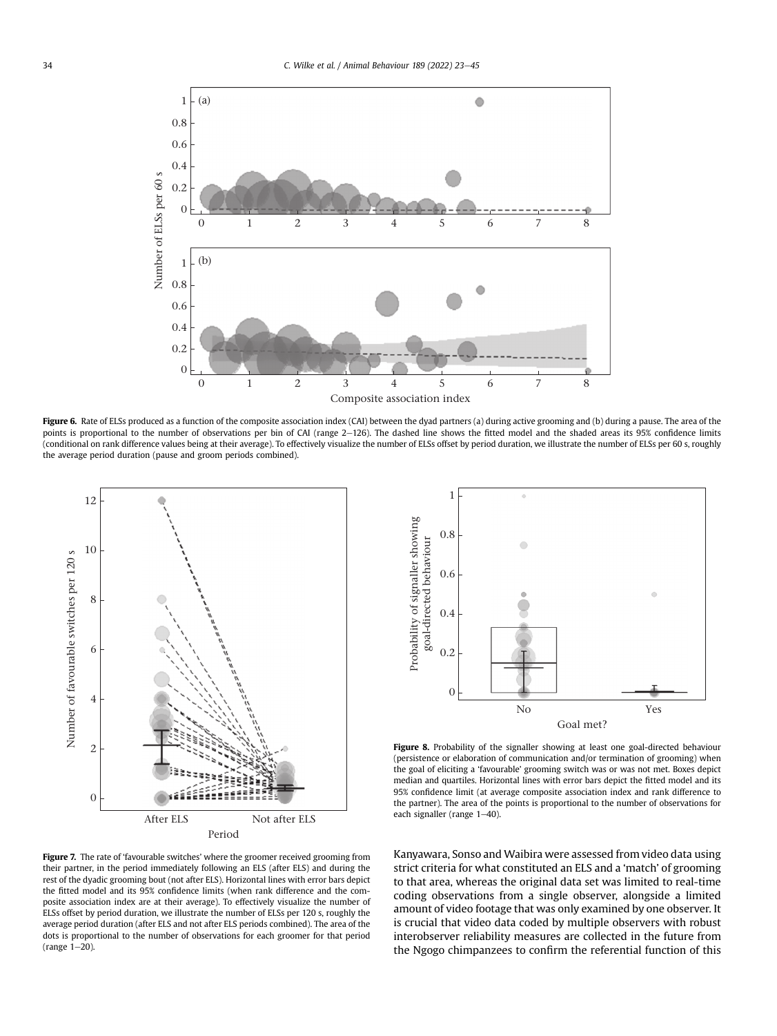**Figure 6.** Rate of ELSs produced as a function of the composite association index (CAI) between the dyad partners (a) during active grooming and (b) during a pause. The area of the points is proportional to the number of observations per bin of CAI (range 2–126). The dashed line shows the fitted model and the shaded areas its 95% confidence limits (conditional on rank difference values being at their average). To effectively visualize the number of ELSs offset by period duration, we illustrate the number of ELSs per 60 s, roughly the average period duration (pause and groom periods combined).

**Figure 7.** The rate of 'favourable switches' where the groomer received grooming from their partner, in the period immediately following an ELS (after ELS) and during the rest of the dyadic grooming bout (not after ELS). Horizontal lines with error bars depict the fitted model and its 95% confidence limits (when rank difference and the composite association index are at their average). To effectively visualize the number of ELSs offset by period duration, we illustrate the number of ELSs per 120 s, roughly the average period duration (after ELS and not after ELS periods combined). The area of the dots is proportional to the number of observations for each groomer for that period (range 1–20).

**Figure 8.** Probability of the signaller showing at least one goal-directed behaviour (persistence or elaboration of communication and/or termination of grooming) when the goal of eliciting a 'favourable' grooming switch was or was not met. Boxes depict median and quartiles. Horizontal lines with error bars depict the fitted model and its 95% confidence limit (at average composite association index and rank difference to the partner). The area of the points is proportional to the number of observations for each signaller (range 1–40).

Kanyawara, Sonso and Waibira were assessed from video data using strict criteria for what constituted an ELS and a 'match' of grooming to that area, whereas the original data set was limited to real-time coding observations from a single observer, alongside a limited amount of video footage that was only examined by one observer. It is crucial that video data coded by multiple observers with robust interobserver reliability measures are collected in the future from the Ngogo chimpanzees to confirm the referential function of this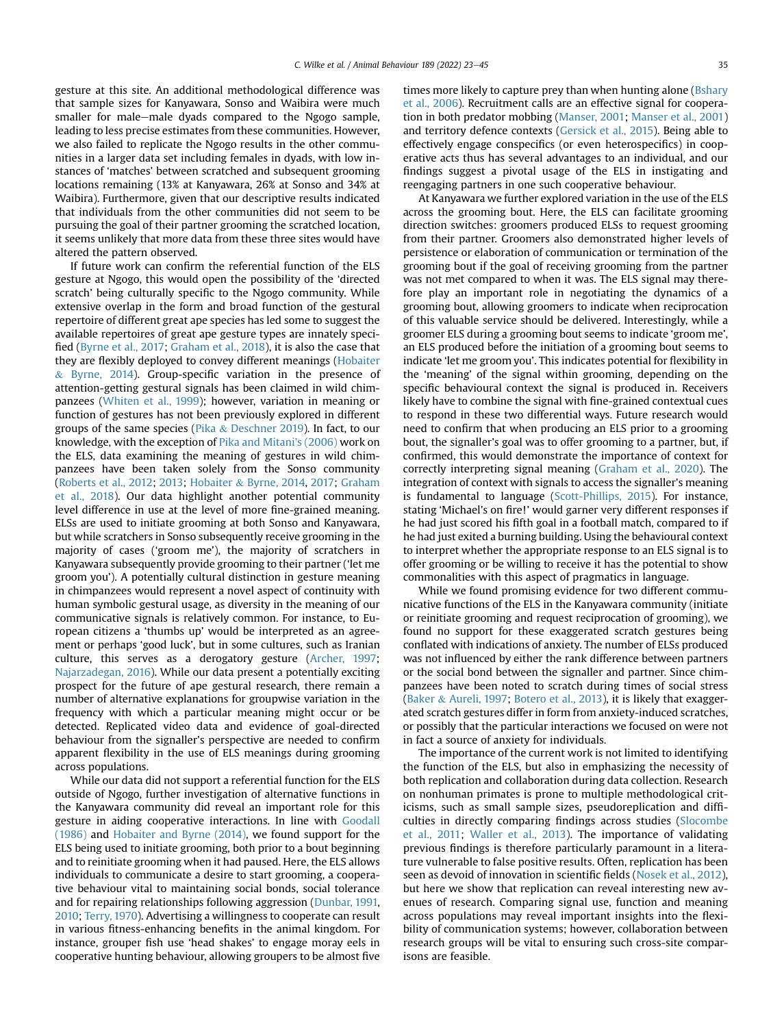gesture at this site. An additional methodological difference was that sample sizes for Kanyawara, Sonso and Waibira were much smaller for male–male dyads compared to the Ngogo sample, leading to less precise estimates from these communities. However, we also failed to replicate the Ngogo results in the other communities in a larger data set including females in dyads, with low instances of 'matches' between scratched and subsequent grooming locations remaining (13% at Kanyawara, 26% at Sonso and 34% at Waibira). Furthermore, given that our descriptive results indicated that individuals from the other communities did not seem to be pursuing the goal of their partner grooming the scratched location, it seems unlikely that more data from these three sites would have altered the pattern observed.

If future work can confirm the referential function of the ELS gesture at Ngogo, this would open the possibility of the 'directed scratch' being culturally specific to the Ngogo community. While extensive overlap in the form and broad function of the gestural repertoire of different great ape species has led some to suggest the available repertoires of great ape gesture types are innately specified (Byrne et al., 2017; Graham et al., 2018), it is also the case that they are flexibly deployed to convey different meanings (Hobaiter & Byrne, 2014). Group-specific variation in the presence of attention-getting gestural signals has been claimed in wild chimpanzees (Whiten et al., 1999); however, variation in meaning or function of gestures has not been previously explored in different groups of the same species (Pika & Deschner 2019). In fact, to our knowledge, with the exception of Pika and Mitani's (2006) work on the ELS, data examining the meaning of gestures in wild chimpanzees have been taken solely from the Sonso community (Roberts et al., 2012; 2013; Hobaiter & Byrne, 2014, 2017; Graham et al., 2018). Our data highlight another potential community level difference in use at the level of more fine-grained meaning. ELSs are used to initiate grooming at both Sonso and Kanyawara, but while scratchers in Sonso subsequently receive grooming in the majority of cases ('groom me'), the majority of scratchers in Kanyawara subsequently provide grooming to their partner ('let me groom you'). A potentially cultural distinction in gesture meaning in chimpanzees would represent a novel aspect of continuity with human symbolic gestural usage, as diversity in the meaning of our communicative signals is relatively common. For instance, to European citizens a 'thumbs up' would be interpreted as an agreement or perhaps 'good luck', but in some cultures, such as Iranian culture, this serves as a derogatory gesture (Archer, 1997; Najarzadegan, 2016). While our data present a potentially exciting prospect for the future of ape gestural research, there remain a number of alternative explanations for groupwise variation in the frequency with which a particular meaning might occur or be detected. Replicated video data and evidence of goal-directed behaviour from the signaller's perspective are needed to confirm apparent flexibility in the use of ELS meanings during grooming across populations.

While our data did not support a referential function for the ELS outside of Ngogo, further investigation of alternative functions in the Kanyawara community did reveal an important role for this gesture in aiding cooperative interactions. In line with Goodall (1986) and Hobaiter and Byrne (2014), we found support for the ELS being used to initiate grooming, both prior to a bout beginning and to reinitiate grooming when it had paused. Here, the ELS allows individuals to communicate a desire to start grooming, a cooperative behaviour vital to maintaining social bonds, social tolerance and for repairing relationships following aggression (Dunbar, 1991, 2010; Terry, 1970). Advertising a willingness to cooperate can result in various fitness-enhancing benefits in the animal kingdom. For instance, grouper fish use 'head shakes' to engage moray eels in cooperative hunting behaviour, allowing groupers to be almost five times more likely to capture prey than when hunting alone (Bshary et al., 2006). Recruitment calls are an effective signal for cooperation in both predator mobbing (Manser, 2001; Manser et al., 2001) and territory defence contexts (Gersick et al., 2015). Being able to effectively engage conspecifics (or even heterospecifics) in cooperative acts thus has several advantages to an individual, and our findings suggest a pivotal usage of the ELS in instigating and reengaging partners in one such cooperative behaviour.

At Kanyawara we further explored variation in the use of the ELS across the grooming bout. Here, the ELS can facilitate grooming direction switches: groomers produced ELSs to request grooming from their partner. Groomers also demonstrated higher levels of persistence or elaboration of communication or termination of the grooming bout if the goal of receiving grooming from the partner was not met compared to when it was. The ELS signal may therefore play an important role in negotiating the dynamics of a grooming bout, allowing groomers to indicate when reciprocation of this valuable service should be delivered. Interestingly, while a groomer ELS during a grooming bout seems to indicate 'groom me', an ELS produced before the initiation of a grooming bout seems to indicate 'let me groom you'. This indicates potential for flexibility in the 'meaning' of the signal within grooming, depending on the specific behavioural context the signal is produced in. Receivers likely have to combine the signal with fine-grained contextual cues to respond in these two differential ways. Future research would need to confirm that when producing an ELS prior to a grooming bout, the signaller's goal was to offer grooming to a partner, but, if confirmed, this would demonstrate the importance of context for correctly interpreting signal meaning (Graham et al., 2020). The integration of context with signals to access the signaller's meaning is fundamental to language (Scott-Phillips, 2015). For instance, stating 'Michael's on fire!' would garner very different responses if he had just scored his fifth goal in a football match, compared to if he had just exited a burning building. Using the behavioural context to interpret whether the appropriate response to an ELS signal is to offer grooming or be willing to receive it has the potential to show commonalities with this aspect of pragmatics in language.

While we found promising evidence for two different communicative functions of the ELS in the Kanyawara community (initiate or reinitiate grooming and request reciprocation of grooming), we found no support for these exaggerated scratch gestures being conflated with indications of anxiety. The number of ELSs produced was not influenced by either the rank difference between partners or the social bond between the signaller and partner. Since chimpanzees have been noted to scratch during times of social stress (Baker & Aureli, 1997; Botero et al., 2013), it is likely that exaggerated scratch gestures differ in form from anxiety-induced scratches, or possibly that the particular interactions we focused on were not in fact a source of anxiety for individuals.

The importance of the current work is not limited to identifying the function of the ELS, but also in emphasizing the necessity of both replication and collaboration during data collection. Research on nonhuman primates is prone to multiple methodological criticisms, such as small sample sizes, pseudoreplication and difficulties in directly comparing findings across studies (Slocombe et al., 2011; Waller et al., 2013). The importance of validating previous findings is therefore particularly paramount in a literature vulnerable to false positive results. Often, replication has been seen as devoid of innovation in scientific fields (Nosek et al., 2012), but here we show that replication can reveal interesting new avenues of research. Comparing signal use, function and meaning across populations may reveal important insights into the flexibility of communication systems; however, collaboration between research groups will be vital to ensuring such cross-site comparisons are feasible.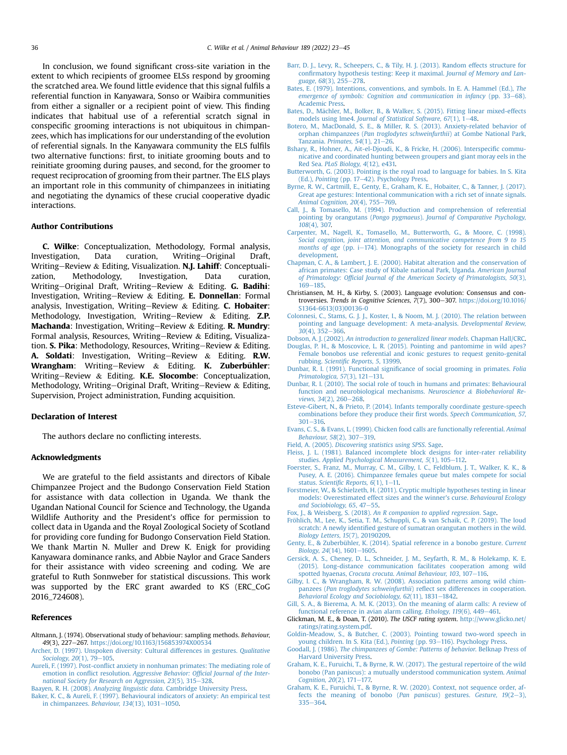In conclusion, we found significant cross-site variation in the extent to which recipients of groomee ELSs respond by grooming the scratched area. We found little evidence that this signal fulfils a referential function in Kanyawara, Sonso or Waibira communities from either a signaller or a recipient point of view. This finding indicates that habitual use of a referential scratch signal in conspecific grooming interactions is not ubiquitous in chimpanzees, which has implications for our understanding of the evolution of referential signals. In the Kanyawara community the ELS fulfils two alternative functions: first, to initiate grooming bouts and to reinitiate grooming during pauses, and second, for the groomer to request reciprocation of grooming from their partner. The ELS plays an important role in this community of chimpanzees in initiating and negotiating the dynamics of these crucial cooperative dyadic interactions.

## Author Contributions

**C. Wilke**: Conceptualization, Methodology, Formal analysis, Investigation, Data curation, Writing—Original Draft, Writing—Review & Editing, Visualization. **N.J. Lahiff**: Conceptualization, Methodology, Investigation, Data curation, Writing—Original Draft, Writing—Review & Editing. **G. Badihi**: Investigation, Writing—Review & Editing. **E. Donnellan**: Formal analysis, Investigation, Writing—Review & Editing. **C. Hobaiter**: Methodology, Investigation, Writing—Review & Editing. **Z.P. Machanda**: Investigation, Writing—Review & Editing. **R. Mundry**: Formal analysis, Resources, Writing—Review & Editing, Visualization. **S. Pika**: Methodology, Resources, Writing—Review & Editing. **A. Soldati**: Investigation, Writing—Review & Editing. **R.W. Wrangham**: Writing—Review & Editing. **K. Zuberbühler**: Writing—Review & Editing. **K.E. Slocombe**: Conceptualization, Methodology, Writing—Original Draft, Writing—Review & Editing, Supervision, Project administration, Funding acquisition.

## Declaration of Interest

The authors declare no conflicting interests.

## Acknowledgments

We are grateful to the field assistants and directors of Kibale Chimpanzee Project and the Budongo Conservation Field Station for assistance with data collection in Uganda. We thank the Ugandan National Council for Science and Technology, the Uganda Wildlife Authority and the President's office for permission to collect data in Uganda and the Royal Zoological Society of Scotland for providing core funding for Budongo Conservation Field Station. We thank Martin N. Muller and Drew K. Enigk for providing Kanyawara dominance ranks, and Abbie Naylor and Grace Sanders for their assistance with video screening and coding. We are grateful to Ruth Sonnweber for statistical discussions. This work was supported by the ERC grant awarded to KS (ERC_CoG 2016_724608).

## References

Altmann, J. (1974). Observational study of behaviour: sampling methods. *Behaviour, 49*(3), 227–267. https://doi.org/10.1163/156853974X00534

Archer, D. (1997). Unspoken diversity: Cultural differences in gestures. *Qualitative Sociology, 20*(1), 79–105.

Aureli, F. (1997). Post-conflict anxiety in nonhuman primates: The mediating role of emotion in conflict resolution. *Aggressive Behavior: Official Journal of the International Society for Research on Aggression, 23*(5), 315–328.

Baayen, R. H. (2008). *Analyzing linguistic data*. Cambridge University Press.

Baker, K. C., & Aureli, F. (1997). Behavioural indicators of anxiety: An empirical test in chimpanzees. *Behaviour, 134*(13), 1031–1050.

Barr, D. J., Levy, R., Scheepers, C., & Tily, H. J. (2013). Random effects structure for confirmatory hypothesis testing: Keep it maximal. *Journal of Memory and Language, 68*(3), 255–278.

Bates, E. (1979). Intentions, conventions, and symbols. In E. A. Hammel (Ed.), *The emergence of symbols: Cognition and communication in infancy* (pp. 33–68). Academic Press.

Bates, D., Mächler, M., Bolker, B., & Walker, S. (2015). Fitting linear mixed-effects models using lme4. *Journal of Statistical Software, 67*(1), 1–48.

Botero, M., MacDonald, S. E., & Miller, R. S. (2013). Anxiety-related behavior of orphan chimpanzees (*Pan troglodytes schweinfurthii*) at Gombe National Park, Tanzania. *Primates, 54*(1), 21–26.

Bshary, R., Hohner, A., Ait-el-Djoudi, K., & Fricke, H. (2006). Interspecific communicative and coordinated hunting between groupers and giant moray eels in the Red Sea. *PLoS Biology, 4*(12), e431.

Butterworth, G. (2003). Pointing is the royal road to language for babies. In S. Kita (Ed.), *Pointing* (pp. 17–42). Psychology Press.

Byrne, R. W., Cartmill, E., Genty, E., Graham, K. E., Hobaiter, C., & Tanner, J. (2017). Great ape gestures: Intentional communication with a rich set of innate signals. *Animal Cognition, 20*(4), 755–769.

Call, J., & Tomasello, M. (1994). Production and comprehension of referential pointing by orangutans (*Pongo pygmaeus*). *Journal of Comparative Psychology, 108*(4), 307.

Carpenter, M., Nagell, K., Tomasello, M., Butterworth, G., & Moore, C. (1998). *Social cognition, joint attention, and communicative competence from 9 to 15 months of age* (pp. i–174). Monographs of the society for research in child development.

Chapman, C. A., & Lambert, J. E. (2000). Habitat alteration and the conservation of african primates: Case study of Kibale national Park, Uganda. *American Journal of Primatology: Official Journal of the American Society of Primatologists, 50*(3), 169–185.

Christiansen, M. H., & Kirby, S. (2003). Language evolution: Consensus and controversies. *Trends in Cognitive Sciences, 7*(7), 300–307. https://doi.org/10.1016/S1364-6613(03)00136-0

Colonnesi, C., Stams, G. J. J., Koster, I., & Noom, M. J. (2010). The relation between pointing and language development: A meta-analysis. *Developmental Review, 30*(4), 352–366.

Dobson, A. J. (2002). *An introduction to generalized linear models*. Chapman Hall/CRC.

Douglas, P. H., & Moscovice, L. R. (2015). Pointing and pantomime in wild apes? Female bonobos use referential and iconic gestures to request genito-genital rubbing. *Scientific Reports, 5*, 13999.

Dunbar, R. I. (1991). Functional significance of social grooming in primates. *Folia Primatologica, 57*(3), 121–131.

Dunbar, R. I. (2010). The social role of touch in humans and primates: Behavioural function and neurobiological mechanisms. *Neuroscience & Biobehavioral Reviews, 34*(2), 260–268.

Esteve-Gibert, N., & Prieto, P. (2014). Infants temporally coordinate gesture-speech combinations before they produce their first words. *Speech Communication, 57*, 301–316.

Evans, C. S., & Evans, L. (1999). Chicken food calls are functionally referential. *Animal Behaviour, 58*(2), 307–319.

Field, A. (2005). *Discovering statistics using SPSS*. Sage.

Fleiss, J. L. (1981). Balanced incomplete block designs for inter-rater reliability studies. *Applied Psychological Measurement, 5*(1), 105–112.

Foerster, S., Franz, M., Murray, C. M., Gilby, I. C., Feldblum, J. T., Walker, K. K., & Pusey, A. E. (2016). Chimpanzee females queue but males compete for social status. *Scientific Reports, 6*(1), 1–11.

Forstmeier, W., & Schielzeth, H. (2011). Cryptic multiple hypotheses testing in linear models: Overestimated effect sizes and the winner's curse. *Behavioural Ecology and Sociobiology, 65*, 47–55.

Fox, J., & Weisberg, S. (2018). *An R companion to applied regression*. Sage.

Fröhlich, M., Lee, K., Setia, T. M., Schuppli, C., & van Schaik, C. P. (2019). The loud scratch: A newly identified gesture of sumatran orangutan mothers in the wild. *Biology Letters, 15*(7), 20190209.

Genty, E., & Zuberbühler, K. (2014). Spatial reference in a bonobo gesture. *Current Biology, 24*(14), 1601–1605.

Gersick, A. S., Cheney, D. L., Schneider, J. M., Seyfarth, R. M., & Holekamp, K. E. (2015). Long-distance communication facilitates cooperation among wild spotted hyaenas, *Crocuta crocuta*. *Animal Behaviour, 103*, 107–116.

Gilby, I. C., & Wrangham, R. W. (2008). Association patterns among wild chimpanzees (*Pan troglodytes schweinfurthii*) reflect sex differences in cooperation. *Behavioral Ecology and Sociobiology, 62*(11), 1831–1842.

Gill, S. A., & Bierema, A. M. K. (2013). On the meaning of alarm calls: A review of functional reference in avian alarm calling. *Ethology, 119*(6), 449–461.

Glickman, M. E., & Doan, T. (2010). *The USCF rating system*. http://www.glicko.net/ratings/rating.system.pdf.

Goldin-Meadow, S., & Butcher, C. (2003). Pointing toward two-word speech in young children. In S. Kita (Ed.), *Pointing* (pp. 93–116). Psychology Press.

Goodall, J. (1986). *The chimpanzees of Gombe: Patterns of behavior*. Belknap Press of Harvard University Press.

Graham, K. E., Furuichi, T., & Byrne, R. W. (2017). The gestural repertoire of the wild bonobo (Pan paniscus): a mutually understood communication system. *Animal Cognition, 20*(2), 171–177.

Graham, K. E., Furuichi, T., & Byrne, R. W. (2020). Context, not sequence order, affects the meaning of bonobo (*Pan paniscus*) gestures. *Gesture, 19*(2–3), 335–364.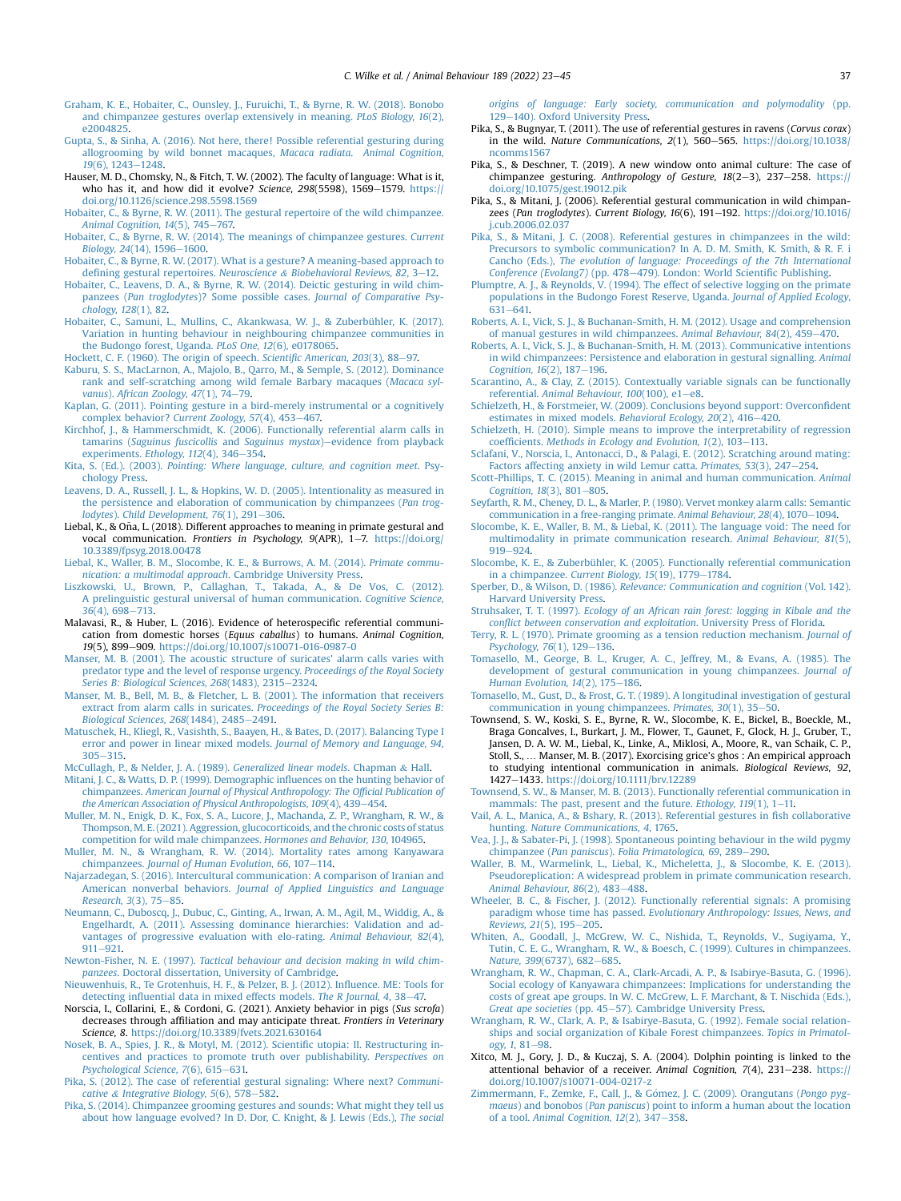Graham, K. E., Hobaiter, C., Ounsley, J., Furuichi, T., & Byrne, R. W. (2018). Bonobo and chimpanzee gestures overlap extensively in meaning. *PLoS Biology, 16*(2), e2004825.

Gupta, S., & Sinha, A. (2016). Not here, there! Possible referential gesturing during allogrooming by wild bonnet macaques, *Macaca radiata*. *Animal Cognition, 19*(6), 1243–1248.

Hauser, M. D., Chomsky, N., & Fitch, T. W. (2002). The faculty of language: What is it, who has it, and how did it evolve? *Science, 298*(5598), 1569–1579. https://doi.org/10.1126/science.298.5598.1569

Hobaiter, C., & Byrne, R. W. (2011). The gestural repertoire of the wild chimpanzee. *Animal Cognition, 14*(5), 745–767.

Hobaiter, C., & Byrne, R. W. (2014). The meanings of chimpanzee gestures. *Current Biology, 24*(14), 1596–1600.

Hobaiter, C., & Byrne, R. W. (2017). What is a gesture? A meaning-based approach to defining gestural repertoires. *Neuroscience & Biobehavioral Reviews, 82*, 3–12.

Hobaiter, C., Leavens, D. A., & Byrne, R. W. (2014). Deictic gesturing in wild chimpanzees (*Pan troglodytes*)? Some possible cases. *Journal of Comparative Psychology, 128*(1), 82.

Hobaiter, C., Samuni, L., Mullins, C., Akankwasa, W. J., & Zuberbühler, K. (2017). Variation in hunting behaviour in neighbouring chimpanzee communities in the Budongo forest, Uganda. *PLoS One, 12*(6), e0178065.

Hockett, C. F. (1960). The origin of speech. *Scientific American, 203*(3), 88–97.

Kaburu, S. S., MacLarnon, A., Majolo, B., Qarro, M., & Semple, S. (2012). Dominance rank and self-scratching among wild female Barbary macaques (*Macaca sylvanus*). *African Zoology, 47*(1), 74–79.

Kaplan, G. (2011). Pointing gesture in a bird-merely instrumental or a cognitively complex behavior? *Current Zoology, 57*(4), 453–467.

Kirchhof, J., & Hammerschmidt, K. (2006). Functionally referential alarm calls in tamarins (*Saguinus fuscicollis* and *Saguinus mystax*)—evidence from playback experiments. *Ethology, 112*(4), 346–354.

Kita, S. (Ed.). (2003). *Pointing: Where language, culture, and cognition meet*. Psychology Press.

Leavens, D. A., Russell, J. L., & Hopkins, W. D. (2005). Intentionality as measured in the persistence and elaboration of communication by chimpanzees (*Pan troglodytes*). *Child Development, 76*(1), 291–306.

Liebal, K., & Oña, L. (2018). Different approaches to meaning in primate gestural and vocal communication. *Frontiers in Psychology, 9*(APR), 1–7. https://doi.org/10.3389/fpsyg.2018.00478

Liebal, K., Waller, B. M., Slocombe, K. E., & Burrows, A. M. (2014). *Primate communication: a multimodal approach*. Cambridge University Press.

Liszkowski, U., Brown, P., Callaghan, T., Takada, A., & De Vos, C. (2012). A prelinguistic gestural universal of human communication. *Cognitive Science, 36*(4), 698–713.

Malavasi, R., & Huber, L. (2016). Evidence of heterospecific referential communication from domestic horses (*Equus caballus*) to humans. *Animal Cognition, 19*(5), 899–909. https://doi.org/10.1007/s10071-016-0987-0

Manser, M. B. (2001). The acoustic structure of suricates' alarm calls varies with predator type and the level of response urgency. *Proceedings of the Royal Society Series B: Biological Sciences, 268*(1483), 2315–2324.

Manser, M. B., Bell, M. B., & Fletcher, L. B. (2001). The information that receivers extract from alarm calls in suricates. *Proceedings of the Royal Society Series B: Biological Sciences, 268*(1484), 2485–2491.

Matuschek, H., Kliegl, R., Vasishth, S., Baayen, H., & Bates, D. (2017). Balancing Type I error and power in linear mixed models. *Journal of Memory and Language, 94*, 305–315.

McCullagh, P., & Nelder, J. A. (1989). *Generalized linear models*. Chapman & Hall.

Mitani, J. C., & Watts, D. P. (1999). Demographic influences on the hunting behavior of chimpanzees. *American Journal of Physical Anthropology: The Official Publication of the American Association of Physical Anthropologists, 109*(4), 439–454.

Muller, M. N., Enigk, D. K., Fox, S. A., Lucore, J., Machanda, Z. P., Wrangham, R. W., & Thompson, M. E. (2021). Aggression, glucocorticoids, and the chronic costs of status competition for wild male chimpanzees. *Hormones and Behavior, 130*, 104965.

Muller, M. N., & Wrangham, R. W. (2014). Mortality rates among Kanyawara chimpanzees. *Journal of Human Evolution, 66*, 107–114.

Najarzadegan, S. (2016). Intercultural communication: A comparison of Iranian and American nonverbal behaviors. *Journal of Applied Linguistics and Language Research, 3*(3), 75–85.

Neumann, C., Duboscq, J., Dubuc, C., Ginting, A., Irwan, A. M., Agil, M., Widdig, A., & Engelhardt, A. (2011). Assessing dominance hierarchies: Validation and advantages of progressive evaluation with elo-rating. *Animal Behaviour, 82*(4), 911–921.

Newton-Fisher, N. E. (1997). *Tactical behaviour and decision making in wild chimpanzees*. Doctoral dissertation, University of Cambridge.

Nieuwenhuis, R., Te Grotenhuis, H. F., & Pelzer, B. J. (2012). Influence. ME: Tools for detecting influential data in mixed effects models. *The R Journal, 4*, 38–47.

Norscia, I., Collarini, E., & Cordoni, G. (2021). Anxiety behavior in pigs (*Sus scrofa*) decreases through affiliation and may anticipate threat. *Frontiers in Veterinary Science, 8*. https://doi.org/10.3389/fvets.2021.630164

Nosek, B. A., Spies, J. R., & Motyl, M. (2012). Scientific utopia: II. Restructuring incentives and practices to promote truth over publishability. *Perspectives on Psychological Science, 7*(6), 615–631.

Pika, S. (2012). The case of referential gestural signaling: Where next? *Communicative & Integrative Biology, 5*(6), 578–582.

Pika, S. (2014). Chimpanzee grooming gestures and sounds: What might they tell us about how language evolved? In D. Dor, C. Knight, & J. Lewis (Eds.), *The social origins of language: Early society, communication and polymodality* (pp. 129–140). Oxford University Press.

Pika, S., & Bugnyar, T. (2011). The use of referential gestures in ravens (*Corvus corax*) in the wild. *Nature Communications, 2*(1), 560–565. https://doi.org/10.1038/ncomms1567

Pika, S., & Deschner, T. (2019). A new window onto animal culture: The case of chimpanzee gesturing. *Anthropology of Gesture, 18*(2–3), 237–258. https://doi.org/10.1075/gest.19012.pik

Pika, S., & Mitani, J. (2006). Referential gestural communication in wild chimpanzees (*Pan troglodytes*). *Current Biology, 16*(6), 191–192. https://doi.org/10.1016/j.cub.2006.02.037

Pika, S., & Mitani, J. C. (2008). Referential gestures in chimpanzees in the wild: Precursors to symbolic communication? In A. D. M. Smith, K. Smith, & R. F. i Cancho (Eds.), *The evolution of language: Proceedings of the 7th International Conference (Evolang7)* (pp. 478–479). London: World Scientific Publishing.

Plumptre, A. J., & Reynolds, V. (1994). The effect of selective logging on the primate populations in the Budongo Forest Reserve, Uganda. *Journal of Applied Ecology*, 631–641.

Roberts, A. I., Vick, S. J., & Buchanan-Smith, H. M. (2012). Usage and comprehension of manual gestures in wild chimpanzees. *Animal Behaviour, 84*(2), 459–470.

Roberts, A. I., Vick, S. J., & Buchanan-Smith, H. M. (2013). Communicative intentions in wild chimpanzees: Persistence and elaboration in gestural signalling. *Animal Cognition, 16*(2), 187–196.

Scarantino, A., & Clay, Z. (2015). Contextually variable signals can be functionally referential. *Animal Behaviour, 100*(100), e1–e8.

Schielzeth, H., & Forstmeier, W. (2009). Conclusions beyond support: Overconfident estimates in mixed models. *Behavioral Ecology, 20*(2), 416–420.

Schielzeth, H. (2010). Simple means to improve the interpretability of regression coefficients. *Methods in Ecology and Evolution, 1*(2), 103–113.

Sclafani, V., Norscia, I., Antonacci, D., & Palagi, E. (2012). Scratching around mating: Factors affecting anxiety in wild Lemur catta. *Primates, 53*(3), 247–254.

Scott-Phillips, T. C. (2015). Meaning in animal and human communication. *Animal Cognition, 18*(3), 801–805.

Seyfarth, R. M., Cheney, D. L., & Marler, P. (1980). Vervet monkey alarm calls: Semantic communication in a free-ranging primate. *Animal Behaviour, 28*(4), 1070–1094.

Slocombe, K. E., Waller, B. M., & Liebal, K. (2011). The language void: The need for multimodality in primate communication research. *Animal Behaviour, 81*(5), 919–924.

Slocombe, K. E., & Zuberbühler, K. (2005). Functionally referential communication in a chimpanzee. *Current Biology, 15*(19), 1779–1784.

Sperber, D., & Wilson, D. (1986). *Relevance: Communication and cognition* (Vol. 142). Harvard University Press.

Struhsaker, T. T. (1997). *Ecology of an African rain forest: logging in Kibale and the conflict between conservation and exploitation*. University Press of Florida.

Terry, R. L. (1970). Primate grooming as a tension reduction mechanism. *Journal of Psychology, 76*(1), 129–136.

Tomasello, M., George, B. L., Kruger, A. C., Jeffrey, M., & Evans, A. (1985). The development of gestural communication in young chimpanzees. *Journal of Human Evolution, 14*(2), 175–186.

Tomasello, M., Gust, D., & Frost, G. T. (1989). A longitudinal investigation of gestural communication in young chimpanzees. *Primates, 30*(1), 35–50.

Townsend, S. W., Koski, S. E., Byrne, R. W., Slocombe, K. E., Bickel, B., Boeckle, M., Braga Goncalves, I., Burkart, J. M., Flower, T., Gaunet, F., Glock, H. J., Gruber, T., Jansen, D. A. W. M., Liebal, K., Linke, A., Miklosi, A., Moore, R., van Schaik, C. P., Stoll, S., … Manser, M. B. (2017). Exorcising grice's ghos : An empirical approach to studying intentional communication in animals. *Biological Reviews, 92*, 1427–1433. https://doi.org/10.1111/brv.12289

Townsend, S. W., & Manser, M. B. (2013). Functionally referential communication in mammals: The past, present and the future. *Ethology, 119*(1), 1–11.

Vail, A. L., Manica, A., & Bshary, R. (2013). Referential gestures in fish collaborative hunting. *Nature Communications, 4*, 1765.

Vea, J. J., & Sabater-Pi, J. (1998). Spontaneous pointing behaviour in the wild pygmy chimpanzee (*Pan paniscus*). *Folia Primatologica, 69*, 289–290.

Waller, B. M., Warmelink, L., Liebal, K., Micheletta, J., & Slocombe, K. E. (2013). Pseudoreplication: A widespread problem in primate communication research. *Animal Behaviour, 86*(2), 483–488.

Wheeler, B. C., & Fischer, J. (2012). Functionally referential signals: A promising paradigm whose time has passed. *Evolutionary Anthropology: Issues, News, and Reviews, 21*(5), 195–205.

Whiten, A., Goodall, J., McGrew, W. C., Nishida, T., Reynolds, V., Sugiyama, Y., Tutin, C. E. G., Wrangham, R. W., & Boesch, C. (1999). Cultures in chimpanzees. *Nature, 399*(6737), 682–685.

Wrangham, R. W., Chapman, C. A., Clark-Arcadi, A. P., & Isabirye-Basuta, G. (1996). Social ecology of Kanyawara chimpanzees: Implications for understanding the costs of great ape groups. In W. C. McGrew, L. F. Marchant, & T. Nischida (Eds.), *Great ape societies* (pp. 45–57). Cambridge University Press.

Wrangham, R. W., Clark, A. P., & Isabirye-Basuta, G. (1992). Female social relationships and social organization of Kibale Forest chimpanzees. *Topics in Primatology, 1*, 81–98.

Xitco, M. J., Gory, J. D., & Kuczaj, S. A. (2004). Dolphin pointing is linked to the attentional behavior of a receiver. *Animal Cognition, 7*(4), 231–238. https://doi.org/10.1007/s10071-004-0217-z

Zimmermann, F., Zemke, F., Call, J., & Gómez, J. C. (2009). Orangutans (*Pongo pygmaeus*) and bonobos (*Pan paniscus*) point to inform a human about the location of a tool. *Animal Cognition, 12*(2), 347–358.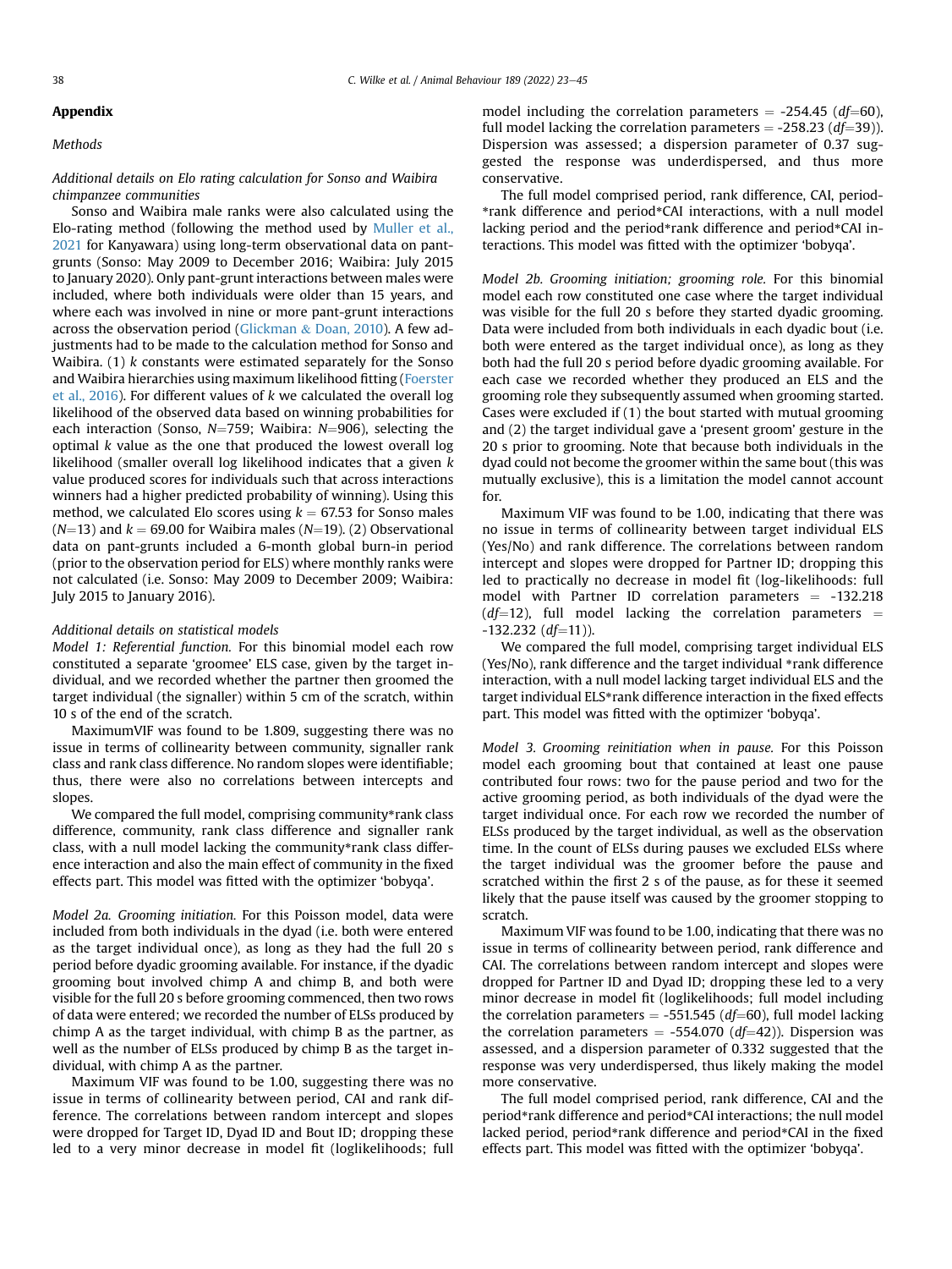## Appendix

### Methods

#### *Additional details on Elo rating calculation for Sonso and Waibira chimpanzee communities*

Sonso and Waibira male ranks were also calculated using the Elo-rating method (following the method used by Muller et al., 2021 for Kanyawara) using long-term observational data on pant-grunts (Sonso: May 2009 to December 2016; Waibira: July 2015 to January 2020). Only pant-grunt interactions between males were included, where both individuals were older than 15 years, and where each was involved in nine or more pant-grunt interactions across the observation period (Glickman & Doan, 2010). A few adjustments had to be made to the calculation method for Sonso and Waibira. (1) $k$ constants were estimated separately for the Sonso and Waibira hierarchies using maximum likelihood fitting (Foerster et al., 2016). For different values of $k$ we calculated the overall log likelihood of the observed data based on winning probabilities for each interaction (Sonso, $N$=759; Waibira: $N$=906), selecting the optimal $k$ value as the one that produced the lowest overall log likelihood (smaller overall log likelihood indicates that a given $k$ value produced scores for individuals such that across interactions winners had a higher predicted probability of winning). Using this method, we calculated Elo scores using $k = 67.53$ for Sonso males ($N$=13) and $k = 69.00$ for Waibira males ($N$=19). (2) Observational data on pant-grunts included a 6-month global burn-in period (prior to the observation period for ELS) where monthly ranks were not calculated (i.e. Sonso: May 2009 to December 2009; Waibira: July 2015 to January 2016).

#### *Additional details on statistical models*

*Model 1: Referential function.* For this binomial model each row constituted a separate 'groomee' ELS case, given by the target individual, and we recorded whether the partner then groomed the target individual (the signaller) within 5 cm of the scratch, within 10 s of the end of the scratch.

MaximumVIF was found to be 1.809, suggesting there was no issue in terms of collinearity between community, signaller rank class and rank class difference. No random slopes were identifiable; thus, there were also no correlations between intercepts and slopes.

We compared the full model, comprising community*rank class difference, community, rank class difference and signaller rank class, with a null model lacking the community*rank class difference interaction and also the main effect of community in the fixed effects part. This model was fitted with the optimizer 'bobyqa'.

*Model 2a. Grooming initiation.* For this Poisson model, data were included from both individuals in the dyad (i.e. both were entered as the target individual once), as long as they had the full 20 s period before dyadic grooming available. For instance, if the dyadic grooming bout involved chimp A and chimp B, and both were visible for the full 20 s before grooming commenced, then two rows of data were entered; we recorded the number of ELSs produced by chimp A as the target individual, with chimp B as the partner, as well as the number of ELSs produced by chimp B as the target individual, with chimp A as the partner.

Maximum VIF was found to be 1.00, suggesting there was no issue in terms of collinearity between period, CAI and rank difference. The correlations between random intercept and slopes were dropped for Target ID, Dyad ID and Bout ID; dropping these led to a very minor decrease in model fit (loglikelihoods; full model including the correlation parameters = -254.45 ($df$=60), full model lacking the correlation parameters = -258.23 ($df$=39)). Dispersion was assessed; a dispersion parameter of 0.37 suggested the response was underdispersed, and thus more conservative.

The full model comprised period, rank difference, CAI, period*rank difference and period*CAI interactions, with a null model lacking period and the period*rank difference and period*CAI interactions. This model was fitted with the optimizer 'bobyqa'.

*Model 2b. Grooming initiation; grooming role.* For this binomial model each row constituted one case where the target individual was visible for the full 20 s before they started dyadic grooming. Data were included from both individuals in each dyadic bout (i.e. both were entered as the target individual once), as long as they both had the full 20 s period before dyadic grooming available. For each case we recorded whether they produced an ELS and the grooming role they subsequently assumed when grooming started. Cases were excluded if (1) the bout started with mutual grooming and (2) the target individual gave a 'present groom' gesture in the 20 s prior to grooming. Note that because both individuals in the dyad could not become the groomer within the same bout (this was mutually exclusive), this is a limitation the model cannot account for.

Maximum VIF was found to be 1.00, indicating that there was no issue in terms of collinearity between target individual ELS (Yes/No) and rank difference. The correlations between random intercept and slopes were dropped for Partner ID; dropping this led to practically no decrease in model fit (log-likelihoods: full model with Partner ID correlation parameters = -132.218 ($df$=12), full model lacking the correlation parameters = -132.232 ($df$=11)).

We compared the full model, comprising target individual ELS (Yes/No), rank difference and the target individual *rank difference interaction, with a null model lacking target individual ELS and the target individual ELS*rank difference interaction in the fixed effects part. This model was fitted with the optimizer 'bobyqa'.

*Model 3. Grooming reinitiation when in pause.* For this Poisson model each grooming bout that contained at least one pause contributed four rows: two for the pause period and two for the active grooming period, as both individuals of the dyad were the target individual once. For each row we recorded the number of ELSs produced by the target individual, as well as the observation time. In the count of ELSs during pauses we excluded ELSs where the target individual was the groomer before the pause and scratched within the first 2 s of the pause, as for these it seemed likely that the pause itself was caused by the groomer stopping to scratch.

Maximum VIF was found to be 1.00, indicating that there was no issue in terms of collinearity between period, rank difference and CAI. The correlations between random intercept and slopes were dropped for Partner ID and Dyad ID; dropping these led to a very minor decrease in model fit (loglikelihoods; full model including the correlation parameters = -551.545 ($df$=60), full model lacking the correlation parameters = -554.070 ($df$=42)). Dispersion was assessed, and a dispersion parameter of 0.332 suggested that the response was very underdispersed, thus likely making the model more conservative.

The full model comprised period, rank difference, CAI and the period*rank difference and period*CAI interactions; the null model lacked period, period*rank difference and period*CAI in the fixed effects part. This model was fitted with the optimizer 'bobyqa'.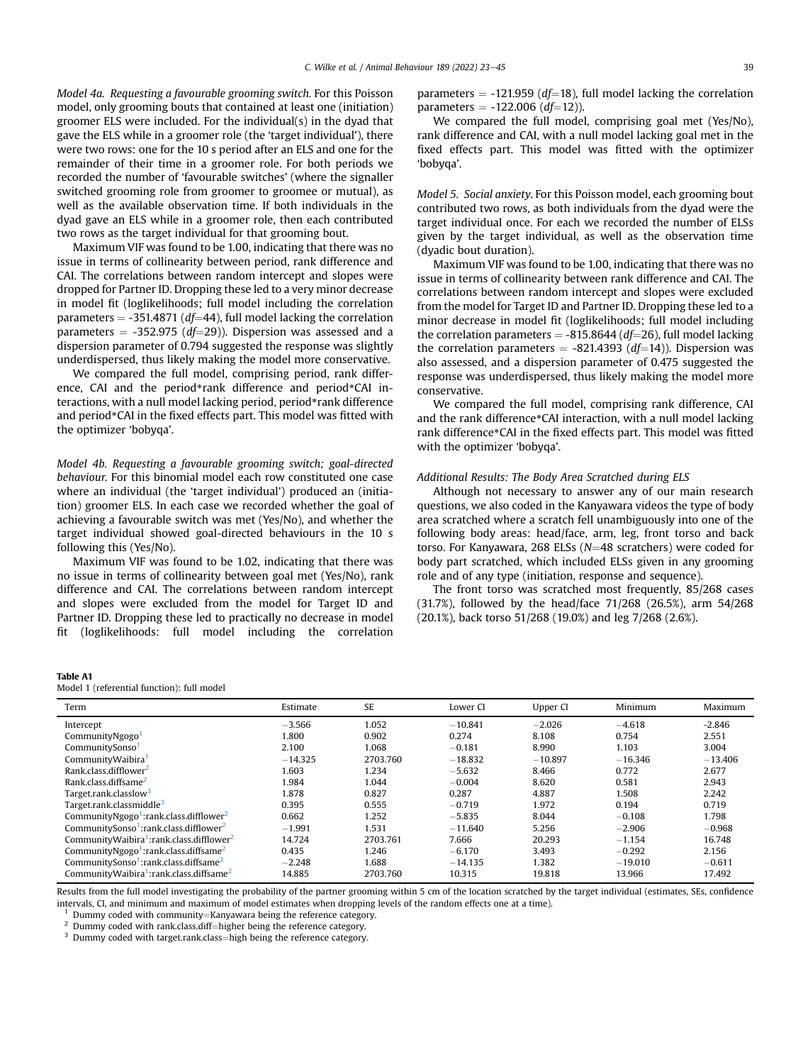*Model 4a. Requesting a favourable grooming switch.* For this Poisson model, only grooming bouts that contained at least one (initiation) groomer ELS were included. For the individual(s) in the dyad that gave the ELS while in a groomer role (the 'target individual'), there were two rows: one for the 10 s period after an ELS and one for the remainder of their time in a groomer role. For both periods we recorded the number of 'favourable switches' (where the signaller switched grooming role from groomer to groomee or mutual), as well as the available observation time. If both individuals in the dyad gave an ELS while in a groomer role, then each contributed two rows as the target individual for that grooming bout.

Maximum VIF was found to be 1.00, indicating that there was no issue in terms of collinearity between period, rank difference and CAI. The correlations between random intercept and slopes were dropped for Partner ID. Dropping these led to a very minor decrease in model fit (loglikelihoods; full model including the correlation parameters = -351.4871 ($df$=44), full model lacking the correlation parameters = -352.975 ($df$=29)). Dispersion was assessed and a dispersion parameter of 0.794 suggested the response was slightly underdispersed, thus likely making the model more conservative.

We compared the full model, comprising period, rank difference, CAI and the period*rank difference and period*CAI interactions, with a null model lacking period, period*rank difference and period*CAI in the fixed effects part. This model was fitted with the optimizer 'bobyqa'.

*Model 4b. Requesting a favourable grooming switch; goal-directed behaviour.* For this binomial model each row constituted one case where an individual (the 'target individual') produced an (initiation) groomer ELS. In each case we recorded whether the goal of achieving a favourable switch was met (Yes/No), and whether the target individual showed goal-directed behaviours in the 10 s following this (Yes/No).

Maximum VIF was found to be 1.02, indicating that there was no issue in terms of collinearity between goal met (Yes/No), rank difference and CAI. The correlations between random intercept and slopes were excluded from the model for Target ID and Partner ID. Dropping these led to practically no decrease in model fit (loglikelihoods: full model including the correlation parameters = -121.959 ($df$=18), full model lacking the correlation parameters = -122.006 ($df$=12)).

We compared the full model, comprising goal met (Yes/No), rank difference and CAI, with a null model lacking goal met in the fixed effects part. This model was fitted with the optimizer 'bobyqa'.

*Model 5. Social anxiety.* For this Poisson model, each grooming bout contributed two rows, as both individuals from the dyad were the target individual once. For each we recorded the number of ELSs given by the target individual, as well as the observation time (dyadic bout duration).

Maximum VIF was found to be 1.00, indicating that there was no issue in terms of collinearity between rank difference and CAI. The correlations between random intercept and slopes were excluded from the model for Target ID and Partner ID. Dropping these led to a minor decrease in model fit (loglikelihoods; full model including the correlation parameters = -815.8644 ($df$=26), full model lacking the correlation parameters = -821.4393 ($df$=14)). Dispersion was also assessed, and a dispersion parameter of 0.475 suggested the response was underdispersed, thus likely making the model more conservative.

We compared the full model, comprising rank difference, CAI and the rank difference*CAI interaction, with a null model lacking rank difference*CAI in the fixed effects part. This model was fitted with the optimizer 'bobyqa'.

*Additional Results: The Body Area Scratched during ELS*

Although not necessary to answer any of our main research questions, we also coded in the Kanyawara videos the type of body area scratched where a scratch fell unambiguously into one of the following body areas: head/face, arm, leg, front torso and back torso. For Kanyawara, 268 ELSs ($N$=48 scratchers) were coded for body part scratched, which included ELSs given in any grooming role and of any type (initiation, response and sequence).

The front torso was scratched most frequently, 85/268 cases (31.7%), followed by the head/face 71/268 (26.5%), arm 54/268 (20.1%), back torso 51/268 (19.0%) and leg 7/268 (2.6%).

**Table A1**
Model 1 (referential function): full model

| Term | Estimate | SE | Lower CI | Upper CI | Minimum | Maximum |
|---|---|---|---|---|---|---|
| Intercept | −3.566 | 1.052 | −10.841 | −2.026 | −4.618 | -2.846 |
| CommunityNgogo[1] | 1.800 | 0.902 | 0.274 | 8.108 | 0.754 | 2.551 |
| CommunitySonso[1] | 2.100 | 1.068 | −0.181 | 8.990 | 1.103 | 3.004 |
| CommunityWaibira[1] | −14.325 | 2703.760 | −18.832 | −10.897 | −16.346 | −13.406 |
| Rank.class.difflower[2] | 1.603 | 1.234 | −5.632 | 8.466 | 0.772 | 2.677 |
| Rank.class.diffsame[2] | 1.984 | 1.044 | −0.004 | 8.620 | 0.581 | 2.943 |
| Target.rank.classlow[3] | 1.878 | 0.827 | 0.287 | 4.887 | 1.508 | 2.242 |
| Target.rank.classmiddle[3] | 0.395 | 0.555 | −0.719 | 1.972 | 0.194 | 0.719 |
| CommunityNgogo[1]:rank.class.difflower[2] | 0.662 | 1.252 | −5.835 | 8.044 | −0.108 | 1.798 |
| CommunitySonso[1]:rank.class.difflower[2] | −1.991 | 1.531 | −11.640 | 5.256 | −2.906 | −0.968 |
| CommunityWaibira[1]:rank.class.difflower[2] | 14.724 | 2703.761 | 7.666 | 20.293 | −1.154 | 16.748 |
| CommunityNgogo[1]:rank.class.diffsame[2] | 0.435 | 1.246 | −6.170 | 3.493 | −0.292 | 2.156 |
| CommunitySonso[1]:rank.class.diffsame[2] | −2.248 | 1.688 | −14.135 | 1.382 | −19.010 | −0.611 |
| CommunityWaibira[1]:rank.class.diffsame[2] | 14.885 | 2703.760 | 10.315 | 19.818 | 13.966 | 17.492 |

Results from the full model investigating the probability of the partner grooming within 5 cm of the location scratched by the target individual (estimates, SEs, confidence intervals, CI, and minimum and maximum of model estimates when dropping levels of the random effects one at a time).

[1] Dummy coded with community=Kanyawara being the reference category.

[2] Dummy coded with rank.class.diff=higher being the reference category.

[3] Dummy coded with target.rank.class=high being the reference category.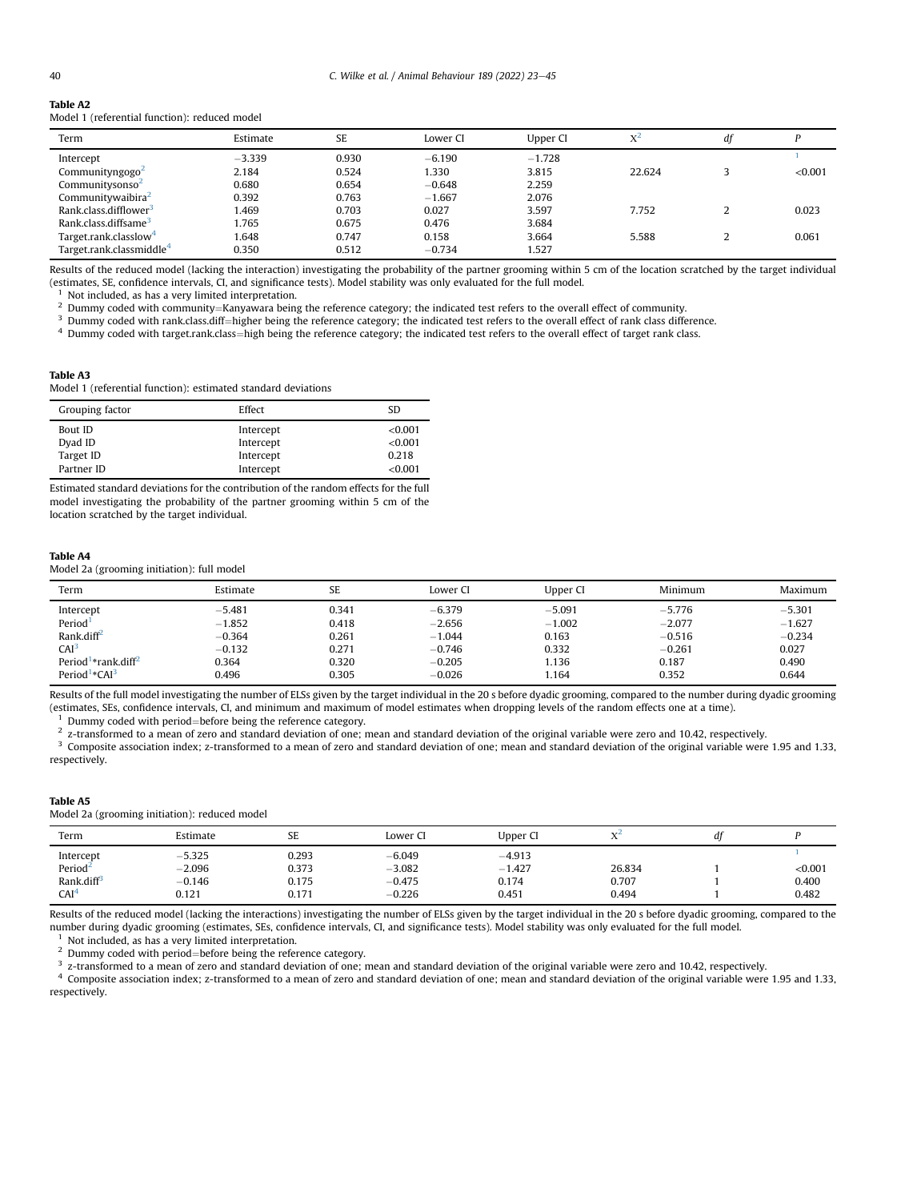**Table A2**
Model 1 (referential function): reduced model

| Term | Estimate | SE | Lower CI | Upper CI | $X^2$ | df | P |
|---|---|---|---|---|---|---|---|
| Intercept | −3.339 | 0.930 | −6.190 | −1.728 | | | [1] |
| Communityngogo[2] | 2.184 | 0.524 | 1.330 | 3.815 | 22.624 | 3 | <0.001 |
| Communitysonso[2] | 0.680 | 0.654 | −0.648 | 2.259 | | | |
| Communitywaibira[2] | 0.392 | 0.763 | −1.667 | 2.076 | | | |
| Rank.class.difflower[3] | 1.469 | 0.703 | 0.027 | 3.597 | 7.752 | 2 | 0.023 |
| Rank.class.diffsame[3] | 1.765 | 0.675 | 0.476 | 3.684 | | | |
| Target.rank.classlow[4] | 1.648 | 0.747 | 0.158 | 3.664 | 5.588 | 2 | 0.061 |
| Target.rank.classmiddle[4] | 0.350 | 0.512 | −0.734 | 1.527 | | | |

Results of the reduced model (lacking the interaction) investigating the probability of the partner grooming within 5 cm of the location scratched by the target individual (estimates, SE, confidence intervals, CI, and significance tests). Model stability was only evaluated for the full model.

[1] Not included, as has a very limited interpretation.
[2] Dummy coded with community=Kanyawara being the reference category; the indicated test refers to the overall effect of community.
[3] Dummy coded with rank.class.diff=higher being the reference category; the indicated test refers to the overall effect of rank class difference.
[4] Dummy coded with target.rank.class=high being the reference category; the indicated test refers to the overall effect of target rank class.

**Table A3**
Model 1 (referential function): estimated standard deviations

| Grouping factor | Effect | SD |
|---|---|---|
| Bout ID | Intercept | <0.001 |
| Dyad ID | Intercept | <0.001 |
| Target ID | Intercept | 0.218 |
| Partner ID | Intercept | <0.001 |

Estimated standard deviations for the contribution of the random effects for the full model investigating the probability of the partner grooming within 5 cm of the location scratched by the target individual.

**Table A4**
Model 2a (grooming initiation): full model

| Term | Estimate | SE | Lower CI | Upper CI | Minimum | Maximum |
|---|---|---|---|---|---|---|
| Intercept | −5.481 | 0.341 | −6.379 | −5.091 | −5.776 | −5.301 |
| Period[1] | −1.852 | 0.418 | −2.656 | −1.002 | −2.077 | −1.627 |
| Rank.diff[2] | −0.364 | 0.261 | −1.044 | 0.163 | −0.516 | −0.234 |
| CAI[3] | −0.132 | 0.271 | −0.746 | 0.332 | −0.261 | 0.027 |
| Period[1]*rank.diff[2] | 0.364 | 0.320 | −0.205 | 1.136 | 0.187 | 0.490 |
| Period[1]*CAI[3] | 0.496 | 0.305 | −0.026 | 1.164 | 0.352 | 0.644 |

Results of the full model investigating the number of ELSs given by the target individual in the 20 s before dyadic grooming, compared to the number during dyadic grooming (estimates, SEs, confidence intervals, CI, and minimum and maximum of model estimates when dropping levels of the random effects one at a time).

[1] Dummy coded with period=before being the reference category.
[2] z-transformed to a mean of zero and standard deviation of one; mean and standard deviation of the original variable were zero and 10.42, respectively.
[3] Composite association index; z-transformed to a mean of zero and standard deviation of one; mean and standard deviation of the original variable were 1.95 and 1.33, respectively.

**Table A5**
Model 2a (grooming initiation): reduced model

| Term | Estimate | SE | Lower CI | Upper CI | $X^2$ | df | P |
|---|---|---|---|---|---|---|---|
| Intercept | −5.325 | 0.293 | −6.049 | −4.913 | | | [1] |
| Period[2] | −2.096 | 0.373 | −3.082 | −1.427 | 26.834 | 1 | <0.001 |
| Rank.diff[3] | −0.146 | 0.175 | −0.475 | 0.174 | 0.707 | 1 | 0.400 |
| CAI[4] | 0.121 | 0.171 | −0.226 | 0.451 | 0.494 | 1 | 0.482 |

Results of the reduced model (lacking the interactions) investigating the number of ELSs given by the target individual in the 20 s before dyadic grooming, compared to the number during dyadic grooming (estimates, SEs, confidence intervals, CI, and significance tests). Model stability was only evaluated for the full model.

[1] Not included, as has a very limited interpretation.
[2] Dummy coded with period=before being the reference category.
[3] z-transformed to a mean of zero and standard deviation of one; mean and standard deviation of the original variable were zero and 10.42, respectively.
[4] Composite association index; z-transformed to a mean of zero and standard deviation of one; mean and standard deviation of the original variable were 1.95 and 1.33, respectively.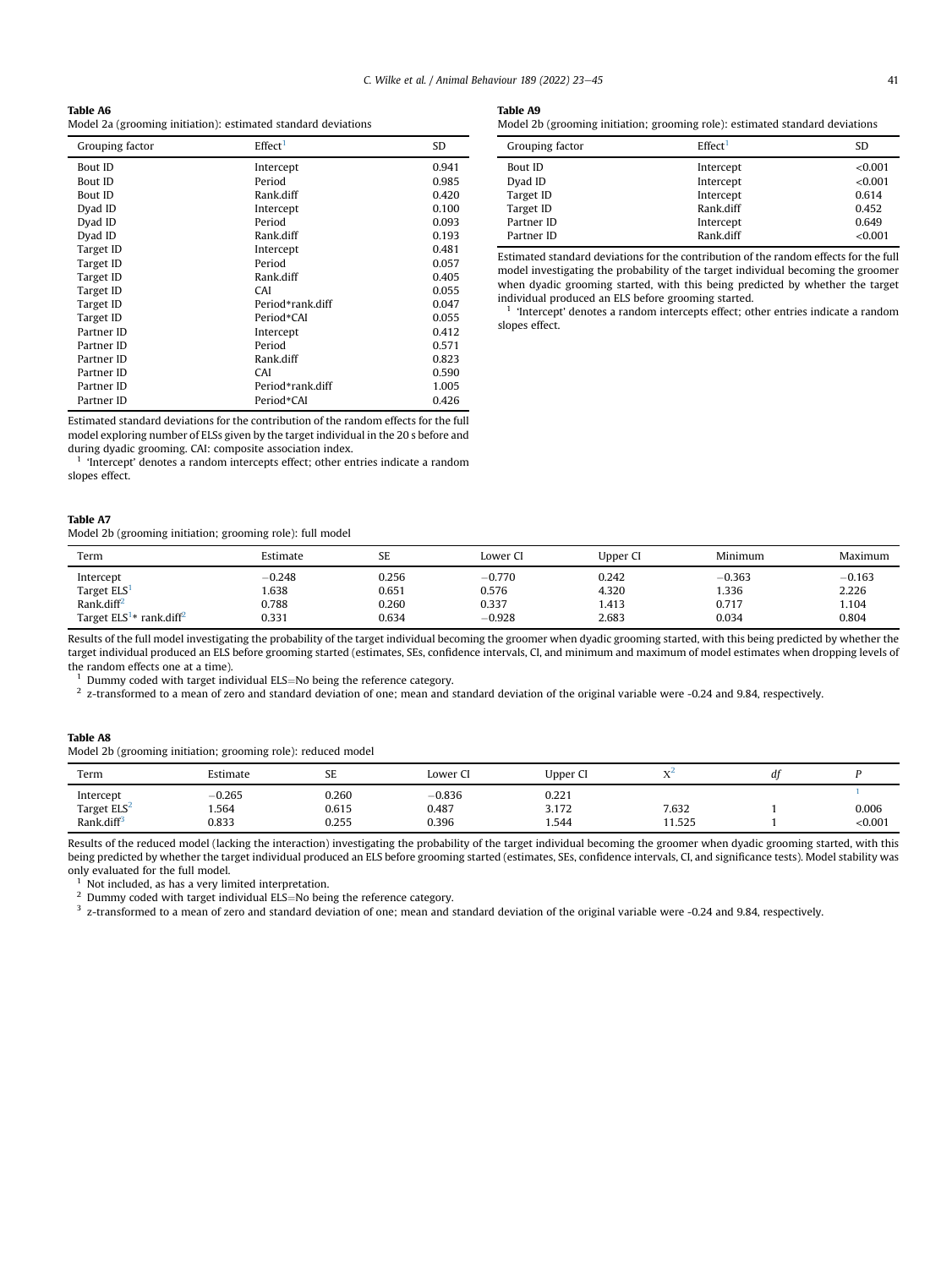**Table A6**
Model 2a (grooming initiation): estimated standard deviations

| Grouping factor | Effect[1] | SD |
|---|---|---|
| Bout ID | Intercept | 0.941 |
| Bout ID | Period | 0.985 |
| Bout ID | Rank.diff | 0.420 |
| Dyad ID | Intercept | 0.100 |
| Dyad ID | Period | 0.093 |
| Dyad ID | Rank.diff | 0.193 |
| Target ID | Intercept | 0.481 |
| Target ID | Period | 0.057 |
| Target ID | Rank.diff | 0.405 |
| Target ID | CAI | 0.055 |
| Target ID | Period*rank.diff | 0.047 |
| Target ID | Period*CAI | 0.055 |
| Partner ID | Intercept | 0.412 |
| Partner ID | Period | 0.571 |
| Partner ID | Rank.diff | 0.823 |
| Partner ID | CAI | 0.590 |
| Partner ID | Period*rank.diff | 1.005 |
| Partner ID | Period*CAI | 0.426 |

Estimated standard deviations for the contribution of the random effects for the full model exploring number of ELSs given by the target individual in the 20 s before and during dyadic grooming. CAI: composite association index.

[1] 'Intercept' denotes a random intercepts effect; other entries indicate a random slopes effect.

**Table A7**
Model 2b (grooming initiation; grooming role): full model

| Term | Estimate | SE | Lower CI | Upper CI | Minimum | Maximum |
|---|---|---|---|---|---|---|
| Intercept | −0.248 | 0.256 | −0.770 | 0.242 | −0.363 | −0.163 |
| Target ELS[1] | 1.638 | 0.651 | 0.576 | 4.320 | 1.336 | 2.226 |
| Rank.diff[2] | 0.788 | 0.260 | 0.337 | 1.413 | 0.717 | 1.104 |
| Target ELS[1]* rank.diff[2] | 0.331 | 0.634 | −0.928 | 2.683 | 0.034 | 0.804 |

Results of the full model investigating the probability of the target individual becoming the groomer when dyadic grooming started, with this being predicted by whether the target individual produced an ELS before grooming started (estimates, SEs, confidence intervals, CI, and minimum and maximum of model estimates when dropping levels of the random effects one at a time).

[1] Dummy coded with target individual ELS=No being the reference category.

[2] z-transformed to a mean of zero and standard deviation of one; mean and standard deviation of the original variable were -0.24 and 9.84, respectively.

**Table A8**
Model 2b (grooming initiation; grooming role): reduced model

| Term | Estimate | SE | Lower CI | Upper CI | $X^2$ | *df* | *P* |
|---|---|---|---|---|---|---|---|
| Intercept | −0.265 | 0.260 | −0.836 | 0.221 | | | [1] |
| Target ELS[2] | 1.564 | 0.615 | 0.487 | 3.172 | 7.632 | 1 | 0.006 |
| Rank.diff[3] | 0.833 | 0.255 | 0.396 | 1.544 | 11.525 | 1 | <0.001 |

Results of the reduced model (lacking the interaction) investigating the probability of the target individual becoming the groomer when dyadic grooming started, with this being predicted by whether the target individual produced an ELS before grooming started (estimates, SEs, confidence intervals, CI, and significance tests). Model stability was only evaluated for the full model.

[1] Not included, as has a very limited interpretation.

[2] Dummy coded with target individual ELS=No being the reference category.

[3] z-transformed to a mean of zero and standard deviation of one; mean and standard deviation of the original variable were -0.24 and 9.84, respectively.

**Table A9**
Model 2b (grooming initiation; grooming role): estimated standard deviations

| Grouping factor | Effect[1] | SD |
|---|---|---|
| Bout ID | Intercept | <0.001 |
| Dyad ID | Intercept | <0.001 |
| Target ID | Intercept | 0.614 |
| Target ID | Rank.diff | 0.452 |
| Partner ID | Intercept | 0.649 |
| Partner ID | Rank.diff | <0.001 |

Estimated standard deviations for the contribution of the random effects for the full model investigating the probability of the target individual becoming the groomer when dyadic grooming started, with this being predicted by whether the target individual produced an ELS before grooming started.

[1] 'Intercept' denotes a random intercepts effect; other entries indicate a random slopes effect.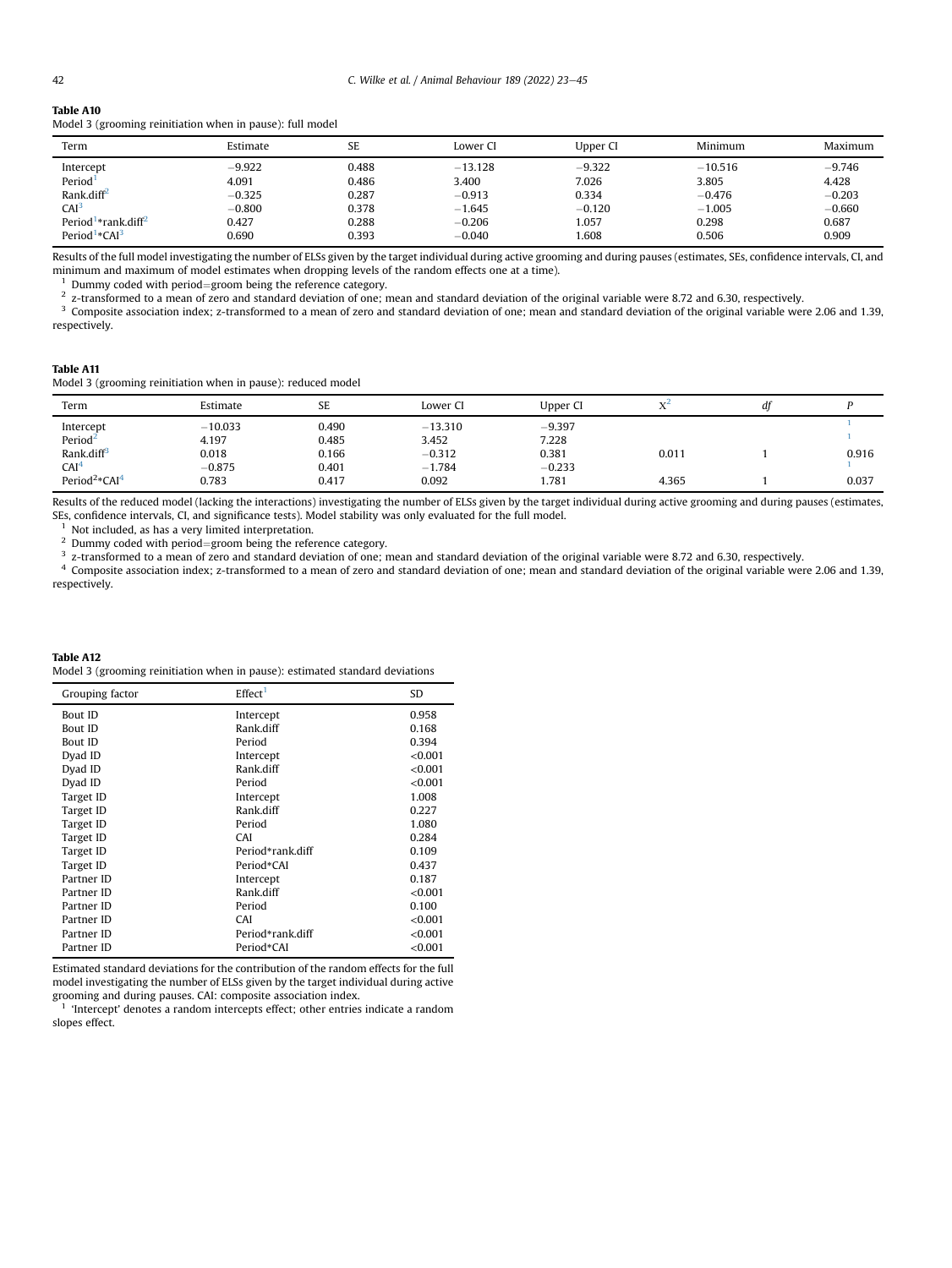**Table A10**
Model 3 (grooming reinitiation when in pause): full model

| Term | Estimate | SE | Lower CI | Upper CI | Minimum | Maximum |
|---|---|---|---|---|---|---|
| Intercept | −9.922 | 0.488 | −13.128 | −9.322 | −10.516 | −9.746 |
| Period[1] | 4.091 | 0.486 | 3.400 | 7.026 | 3.805 | 4.428 |
| Rank.diff[2] | −0.325 | 0.287 | −0.913 | 0.334 | −0.476 | −0.203 |
| CAI[3] | −0.800 | 0.378 | −1.645 | −0.120 | −1.005 | −0.660 |
| Period[1]*rank.diff[2] | 0.427 | 0.288 | −0.206 | 1.057 | 0.298 | 0.687 |
| Period[1]*CAI[3] | 0.690 | 0.393 | −0.040 | 1.608 | 0.506 | 0.909 |

Results of the full model investigating the number of ELSs given by the target individual during active grooming and during pauses (estimates, SEs, confidence intervals, CI, and minimum and maximum of model estimates when dropping levels of the random effects one at a time).

[1] Dummy coded with period=groom being the reference category.

[2] z-transformed to a mean of zero and standard deviation of one; mean and standard deviation of the original variable were 8.72 and 6.30, respectively.

[3] Composite association index; z-transformed to a mean of zero and standard deviation of one; mean and standard deviation of the original variable were 2.06 and 1.39, respectively.

**Table A11**
Model 3 (grooming reinitiation when in pause): reduced model

| Term | Estimate | SE | Lower CI | Upper CI | $\chi^2$ | df | P |
|---|---|---|---|---|---|---|---|
| Intercept | −10.033 | 0.490 | −13.310 | −9.397 | | | [1] |
| Period[2] | 4.197 | 0.485 | 3.452 | 7.228 | | | [1] |
| Rank.diff[3] | 0.018 | 0.166 | −0.312 | 0.381 | 0.011 | 1 | 0.916 |
| CAI[4] | −0.875 | 0.401 | −1.784 | −0.233 | | | [1] |
| Period[2]*CAI[4] | 0.783 | 0.417 | 0.092 | 1.781 | 4.365 | 1 | 0.037 |

Results of the reduced model (lacking the interactions) investigating the number of ELSs given by the target individual during active grooming and during pauses (estimates, SEs, confidence intervals, CI, and significance tests). Model stability was only evaluated for the full model.

[1] Not included, as has a very limited interpretation.

[2] Dummy coded with period=groom being the reference category.

[3] z-transformed to a mean of zero and standard deviation of one; mean and standard deviation of the original variable were 8.72 and 6.30, respectively.

[4] Composite association index; z-transformed to a mean of zero and standard deviation of one; mean and standard deviation of the original variable were 2.06 and 1.39, respectively.

**Table A12**
Model 3 (grooming reinitiation when in pause): estimated standard deviations

| Grouping factor | Effect[1] | SD |
|---|---|---|
| Bout ID | Intercept | 0.958 |
| Bout ID | Rank.diff | 0.168 |
| Bout ID | Period | 0.394 |
| Dyad ID | Intercept | <0.001 |
| Dyad ID | Rank.diff | <0.001 |
| Dyad ID | Period | <0.001 |
| Target ID | Intercept | 1.008 |
| Target ID | Rank.diff | 0.227 |
| Target ID | Period | 1.080 |
| Target ID | CAI | 0.284 |
| Target ID | Period*rank.diff | 0.109 |
| Target ID | Period*CAI | 0.437 |
| Partner ID | Intercept | 0.187 |
| Partner ID | Rank.diff | <0.001 |
| Partner ID | Period | 0.100 |
| Partner ID | CAI | <0.001 |
| Partner ID | Period*rank.diff | <0.001 |
| Partner ID | Period*CAI | <0.001 |

Estimated standard deviations for the contribution of the random effects for the full model investigating the number of ELSs given by the target individual during active grooming and during pauses. CAI: composite association index.

[1] 'Intercept' denotes a random intercepts effect; other entries indicate a random slopes effect.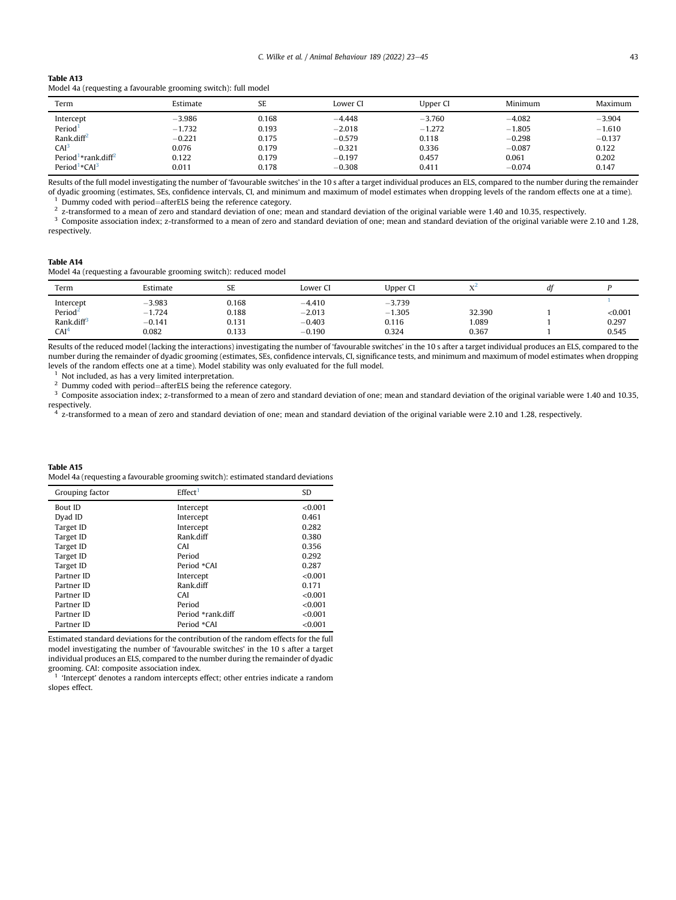**Table A13**
Model 4a (requesting a favourable grooming switch): full model

| Term | Estimate | SE | Lower CI | Upper CI | Minimum | Maximum |
|---|---|---|---|---|---|---|
| Intercept | −3.986 | 0.168 | −4.448 | −3.760 | −4.082 | −3.904 |
| Period[1] | −1.732 | 0.193 | −2.018 | −1.272 | −1.805 | −1.610 |
| Rank.diff[2] | −0.221 | 0.175 | −0.579 | 0.118 | −0.298 | −0.137 |
| CAI[3] | 0.076 | 0.179 | −0.321 | 0.336 | −0.087 | 0.122 |
| Period[1]*rank.diff[2] | 0.122 | 0.179 | −0.197 | 0.457 | 0.061 | 0.202 |
| Period[1]*CAI[3] | 0.011 | 0.178 | −0.308 | 0.411 | −0.074 | 0.147 |

Results of the full model investigating the number of 'favourable switches' in the 10 s after a target individual produces an ELS, compared to the number during the remainder of dyadic grooming (estimates, SEs, confidence intervals, CI, and minimum and maximum of model estimates when dropping levels of the random effects one at a time).

[1] Dummy coded with period=afterELS being the reference category.

[2] z-transformed to a mean of zero and standard deviation of one; mean and standard deviation of the original variable were 1.40 and 10.35, respectively.

[3] Composite association index; z-transformed to a mean of zero and standard deviation of one; mean and standard deviation of the original variable were 2.10 and 1.28, respectively.

**Table A14**
Model 4a (requesting a favourable grooming switch): reduced model

| Term | Estimate | SE | Lower CI | Upper CI | $\chi^2$ | *df* | *P* |
|---|---|---|---|---|---|---|---|
| Intercept | −3.983 | 0.168 | −4.410 | −3.739 | | | [1] |
| Period[2] | −1.724 | 0.188 | −2.013 | −1.305 | 32.390 | 1 | <0.001 |
| Rank.diff[3] | −0.141 | 0.131 | −0.403 | 0.116 | 1.089 | 1 | 0.297 |
| CAI[4] | 0.082 | 0.133 | −0.190 | 0.324 | 0.367 | 1 | 0.545 |

Results of the reduced model (lacking the interactions) investigating the number of 'favourable switches' in the 10 s after a target individual produces an ELS, compared to the number during the remainder of dyadic grooming (estimates, SEs, confidence intervals, CI, significance tests, and minimum and maximum of model estimates when dropping levels of the random effects one at a time). Model stability was only evaluated for the full model.

[1] Not included, as has a very limited interpretation.

[2] Dummy coded with period=afterELS being the reference category.

[3] Composite association index; z-transformed to a mean of zero and standard deviation of one; mean and standard deviation of the original variable were 1.40 and 10.35, respectively.

[4] z-transformed to a mean of zero and standard deviation of one; mean and standard deviation of the original variable were 2.10 and 1.28, respectively.

**Table A15**
Model 4a (requesting a favourable grooming switch): estimated standard deviations

| Grouping factor | Effect[1] | SD |
|---|---|---|
| Bout ID | Intercept | <0.001 |
| Dyad ID | Intercept | 0.461 |
| Target ID | Intercept | 0.282 |
| Target ID | Rank.diff | 0.380 |
| Target ID | CAI | 0.356 |
| Target ID | Period | 0.292 |
| Target ID | Period *CAI | 0.287 |
| Partner ID | Intercept | <0.001 |
| Partner ID | Rank.diff | 0.171 |
| Partner ID | CAI | <0.001 |
| Partner ID | Period | <0.001 |
| Partner ID | Period *rank.diff | <0.001 |
| Partner ID | Period *CAI | <0.001 |

Estimated standard deviations for the contribution of the random effects for the full model investigating the number of 'favourable switches' in the 10 s after a target individual produces an ELS, compared to the number during the remainder of dyadic grooming. CAI: composite association index.

[1] 'Intercept' denotes a random intercepts effect; other entries indicate a random slopes effect.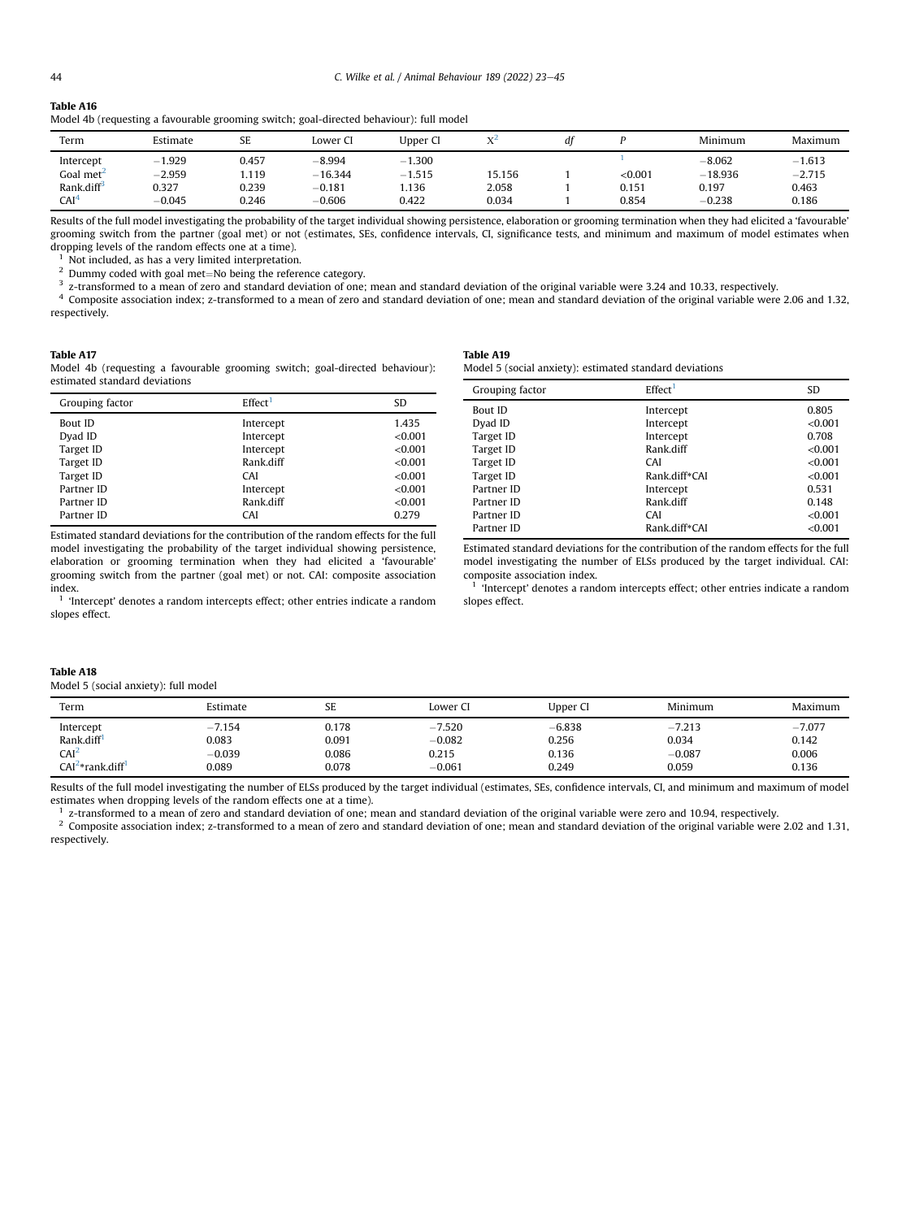**Table A16**

Model 4b (requesting a favourable grooming switch; goal-directed behaviour): full model

| Term | Estimate | SE | Lower CI | Upper CI | $X^2$ | df | P | Minimum | Maximum |
|---|---|---|---|---|---|---|---|---|---|
| Intercept | −1.929 | 0.457 | −8.994 | −1.300 | | | [1] | −8.062 | −1.613 |
| Goal met[2] | −2.959 | 1.119 | −16.344 | −1.515 | 15.156 | 1 | <0.001 | −18.936 | −2.715 |
| Rank.diff[3] | 0.327 | 0.239 | −0.181 | 1.136 | 2.058 | 1 | 0.151 | 0.197 | 0.463 |
| CAI[4] | −0.045 | 0.246 | −0.606 | 0.422 | 0.034 | 1 | 0.854 | −0.238 | 0.186 |

Results of the full model investigating the probability of the target individual showing persistence, elaboration or grooming termination when they had elicited a 'favourable' grooming switch from the partner (goal met) or not (estimates, SEs, confidence intervals, CI, significance tests, and minimum and maximum of model estimates when dropping levels of the random effects one at a time).

[1] Not included, as has a very limited interpretation.

[2] Dummy coded with goal met=No being the reference category.

[3] z-transformed to a mean of zero and standard deviation of one; mean and standard deviation of the original variable were 3.24 and 10.33, respectively.

[4] Composite association index; z-transformed to a mean of zero and standard deviation of one; mean and standard deviation of the original variable were 2.06 and 1.32, respectively.

**Table A17**

Model 4b (requesting a favourable grooming switch; goal-directed behaviour): estimated standard deviations

| Grouping factor | Effect[1] | SD |
|---|---|---|
| Bout ID | Intercept | 1.435 |
| Dyad ID | Intercept | <0.001 |
| Target ID | Intercept | <0.001 |
| Target ID | Rank.diff | <0.001 |
| Target ID | CAI | <0.001 |
| Partner ID | Intercept | <0.001 |
| Partner ID | Rank.diff | <0.001 |
| Partner ID | CAI | 0.279 |

Estimated standard deviations for the contribution of the random effects for the full model investigating the probability of the target individual showing persistence, elaboration or grooming termination when they had elicited a 'favourable' grooming switch from the partner (goal met) or not. CAI: composite association index.

[1] 'Intercept' denotes a random intercepts effect; other entries indicate a random slopes effect.

**Table A18**

Model 5 (social anxiety): full model

| Term | Estimate | SE | Lower CI | Upper CI | Minimum | Maximum |
|---|---|---|---|---|---|---|
| Intercept | −7.154 | 0.178 | −7.520 | −6.838 | −7.213 | −7.077 |
| Rank.diff[1] | 0.083 | 0.091 | −0.082 | 0.256 | 0.034 | 0.142 |
| CAI[2] | −0.039 | 0.086 | 0.215 | 0.136 | −0.087 | 0.006 |
| CAI[2]*rank.diff[1] | 0.089 | 0.078 | −0.061 | 0.249 | 0.059 | 0.136 |

Results of the full model investigating the number of ELSs produced by the target individual (estimates, SEs, confidence intervals, CI, and minimum and maximum of model estimates when dropping levels of the random effects one at a time).

[1] z-transformed to a mean of zero and standard deviation of one; mean and standard deviation of the original variable were zero and 10.94, respectively.

[2] Composite association index; z-transformed to a mean of zero and standard deviation of one; mean and standard deviation of the original variable were 2.02 and 1.31, respectively.

**Table A19**

Model 5 (social anxiety): estimated standard deviations

| Grouping factor | Effect[1] | SD |
|---|---|---|
| Bout ID | Intercept | 0.805 |
| Dyad ID | Intercept | <0.001 |
| Target ID | Intercept | 0.708 |
| Target ID | Rank.diff | <0.001 |
| Target ID | CAI | <0.001 |
| Target ID | Rank.diff*CAI | <0.001 |
| Partner ID | Intercept | 0.531 |
| Partner ID | Rank.diff | 0.148 |
| Partner ID | CAI | <0.001 |
| Partner ID | Rank.diff*CAI | <0.001 |

Estimated standard deviations for the contribution of the random effects for the full model investigating the number of ELSs produced by the target individual. CAI: composite association index.

[1] 'Intercept' denotes a random intercepts effect; other entries indicate a random slopes effect.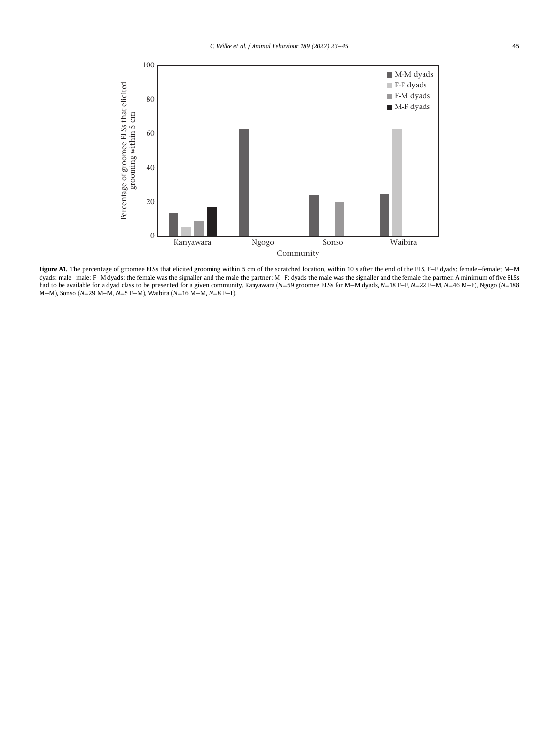100

80

60

40

20

0

Percentage of groomee ELSs that elicited grooming within 5 cm

M-M dyads

F-F dyads

F-M dyads

M-F dyads

Kanyawara

Ngogo

Sonso

Waibira

Community

**Figure A1.** The percentage of groomee ELSs that elicited grooming within 5 cm of the scratched location, within 10 s after the end of the ELS. F—F dyads: female—female; M—M dyads: male—male; F—M dyads: the female was the signaller and the male the partner; M—F: dyads the male was the signaller and the female the partner. A minimum of five ELSs had to be available for a dyad class to be presented for a given community. Kanyawara ($N$=59 groomee ELSs for M—M dyads, $N$=18 F—F, $N$=22 F—M, $N$=46 M—F), Ngogo ($N$=188 M—M), Sonso ($N$=29 M—M, $N$=5 F—M), Waibira ($N$=16 M—M, $N$=8 F—F).